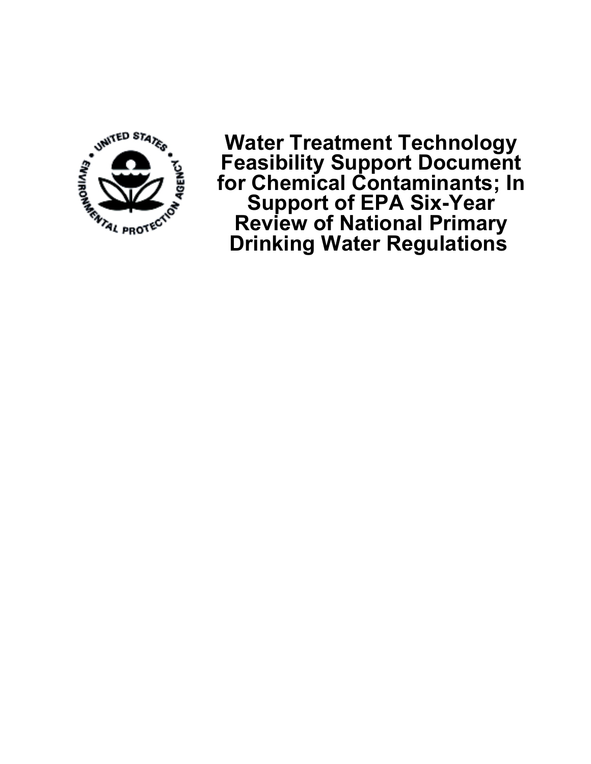# Water Treatment Technology Feasibility Support Document for Chemical Contaminants; In Support of EPA Six-Year Review of National Primary Drinking Water Regulations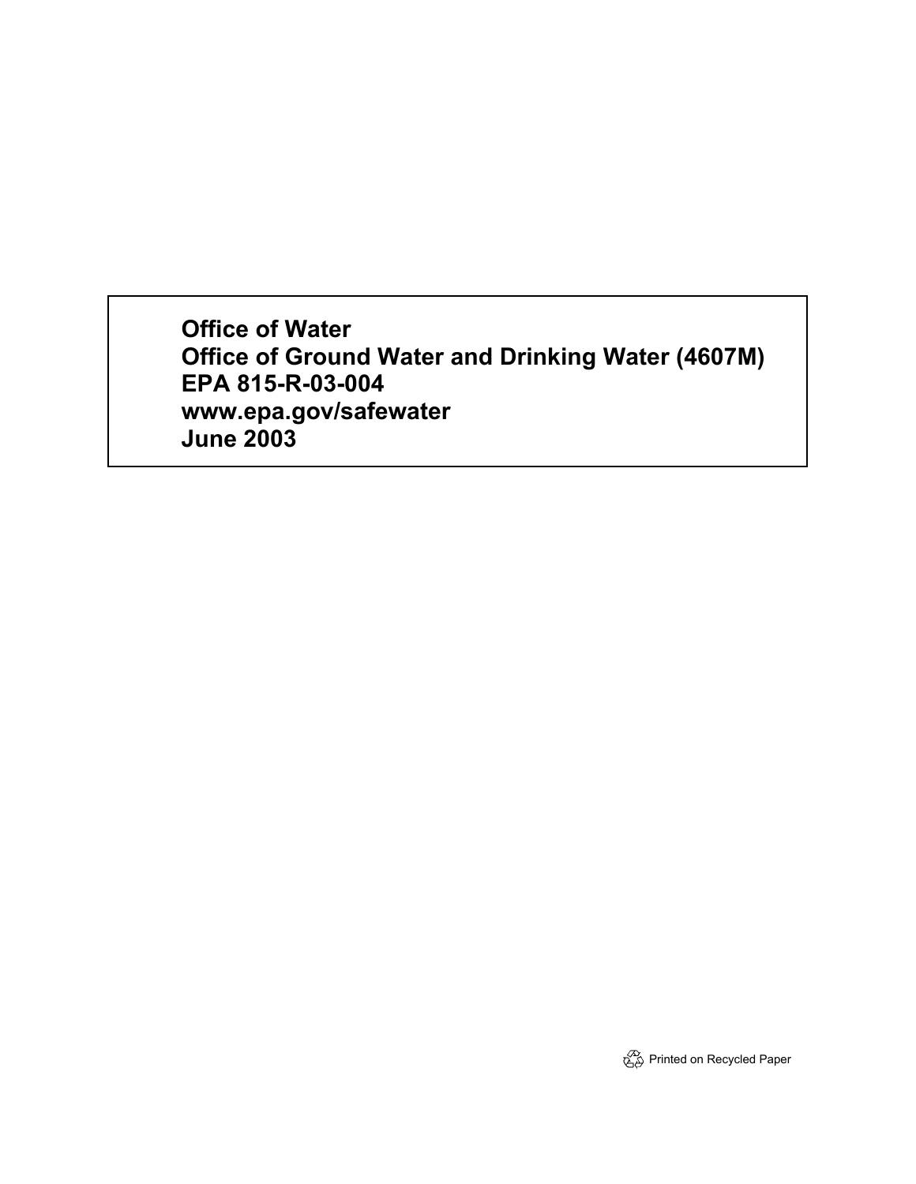**Office of Water**
**Office of Ground Water and Drinking Water (4607M)**
**EPA 815-R-03-004**
**www.epa.gov/safewater**
**June 2003**

Printed on Recycled Paper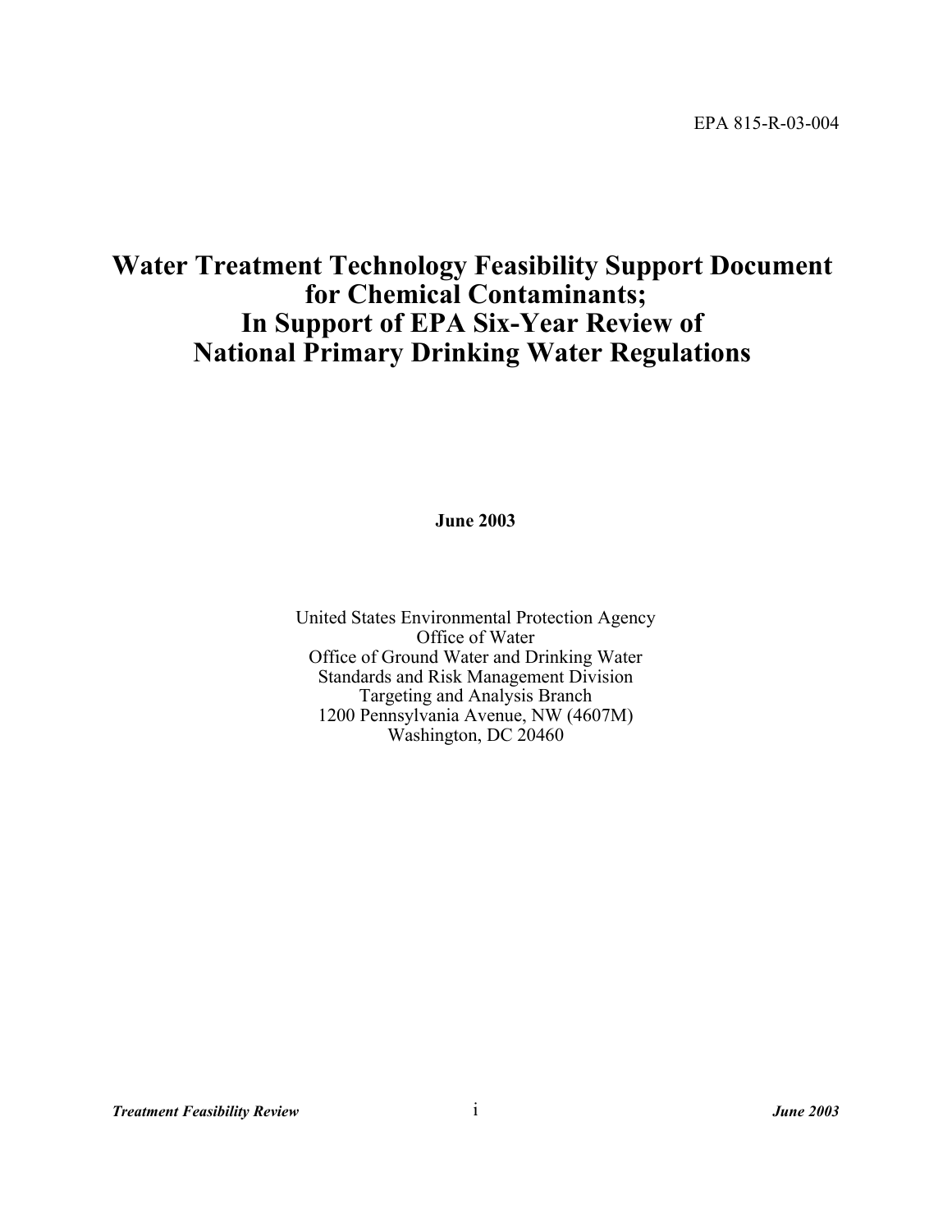EPA 815-R-03-004

# Water Treatment Technology Feasibility Support Document for Chemical Contaminants; In Support of EPA Six-Year Review of National Primary Drinking Water Regulations

**June 2003**

United States Environmental Protection Agency
Office of Water
Office of Ground Water and Drinking Water
Standards and Risk Management Division
Targeting and Analysis Branch
1200 Pennsylvania Avenue, NW (4607M)
Washington, DC 20460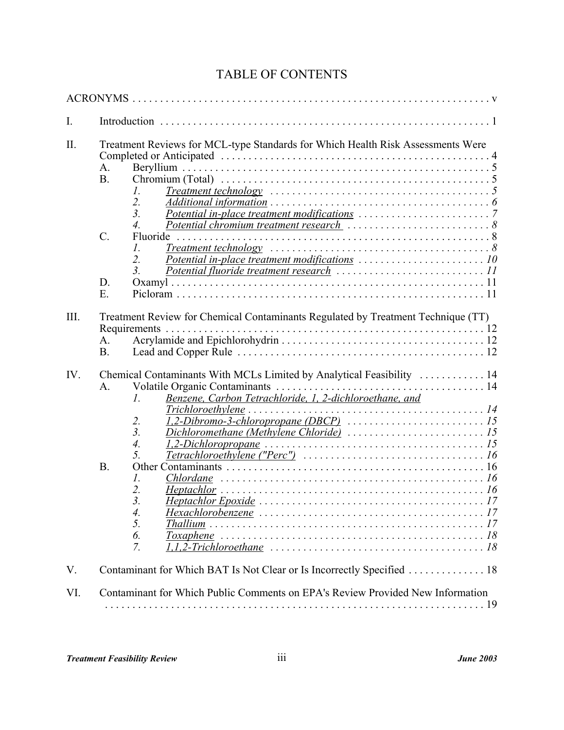# TABLE OF CONTENTS

ACRONYMS . . . . . . . . . . . . . . . . . . . . . . . . . . . . . . . . . . . . . . . . . . . . . . . . . . . . . . . . . . . . . . . v

I. Introduction . . . . . . . . . . . . . . . . . . . . . . . . . . . . . . . . . . . . . . . . . . . . . . . . . . . . . . . . . . . . 1

II. Treatment Reviews for MCL-type Standards for Which Health Risk Assessments Were Completed or Anticipated . . . . . . . . . . . . . . . . . . . . . . . . . . . . . . . . . . . . . . . . . . . . . . . . 4
- A. Beryllium . . . . . . . . . . . . . . . . . . . . . . . . . . . . . . . . . . . . . . . . . . . . . . . . . . . . . . . . . 5
- B. Chromium (Total) . . . . . . . . . . . . . . . . . . . . . . . . . . . . . . . . . . . . . . . . . . . . . . . . . . . 5
  1. *Treatment technology* . . . . . . . . . . . . . . . . . . . . . . . . . . . . . . . . . . . . . . . . . 5
  2. *Additional information* . . . . . . . . . . . . . . . . . . . . . . . . . . . . . . . . . . . . . . . . 6
  3. *Potential in-place treatment modifications* . . . . . . . . . . . . . . . . . . . . . . . . . 7
  4. *Potential chromium treatment research* . . . . . . . . . . . . . . . . . . . . . . . . . . 8
- C. Fluoride . . . . . . . . . . . . . . . . . . . . . . . . . . . . . . . . . . . . . . . . . . . . . . . . . . . . . . . . . 8
  1. *Treatment technology* . . . . . . . . . . . . . . . . . . . . . . . . . . . . . . . . . . . . . . . . . 8
  2. *Potential in-place treatment modifications* . . . . . . . . . . . . . . . . . . . . . . . . 10
  3. *Potential fluoride treatment research* . . . . . . . . . . . . . . . . . . . . . . . . . . . 11
- D. Oxamyl . . . . . . . . . . . . . . . . . . . . . . . . . . . . . . . . . . . . . . . . . . . . . . . . . . . . . . . . . 11
- E. Picloram . . . . . . . . . . . . . . . . . . . . . . . . . . . . . . . . . . . . . . . . . . . . . . . . . . . . . . . . 11

III. Treatment Review for Chemical Contaminants Regulated by Treatment Technique (TT) Requirements . . . . . . . . . . . . . . . . . . . . . . . . . . . . . . . . . . . . . . . . . . . . . . . . . . . . . . . . . . . 12
- A. Acrylamide and Epichlorohydrin . . . . . . . . . . . . . . . . . . . . . . . . . . . . . . . . . . . . . 12
- B. Lead and Copper Rule . . . . . . . . . . . . . . . . . . . . . . . . . . . . . . . . . . . . . . . . . . . . . 12

IV. Chemical Contaminants With MCLs Limited by Analytical Feasibility . . . . . . . . . . . . 14
- A. Volatile Organic Contaminants . . . . . . . . . . . . . . . . . . . . . . . . . . . . . . . . . . . . . . 14
  1. *Benzene, Carbon Tetrachloride, 1, 2-dichloroethane, and Trichloroethylene* . . . . . . . . . . . . . . . . . . . . . . . . . . . . . . . . . . . . . . . . . . . . 14
  2. *1,2-Dibromo-3-chloropropane (DBCP)* . . . . . . . . . . . . . . . . . . . . . . . . . . 15
  3. *Dichloromethane (Methylene Chloride)* . . . . . . . . . . . . . . . . . . . . . . . . . . 15
  4. *1,2-Dichloropropane* . . . . . . . . . . . . . . . . . . . . . . . . . . . . . . . . . . . . . . . . 15
  5. *Tetrachloroethylene ("Perc")* . . . . . . . . . . . . . . . . . . . . . . . . . . . . . . . . . . 16
- B. Other Contaminants . . . . . . . . . . . . . . . . . . . . . . . . . . . . . . . . . . . . . . . . . . . . . . . 16
  1. *Chlordane* . . . . . . . . . . . . . . . . . . . . . . . . . . . . . . . . . . . . . . . . . . . . . . . . . 16
  2. *Heptachlor* . . . . . . . . . . . . . . . . . . . . . . . . . . . . . . . . . . . . . . . . . . . . . . . . . 16
  3. *Heptachlor Epoxide* . . . . . . . . . . . . . . . . . . . . . . . . . . . . . . . . . . . . . . . . . . 17
  4. *Hexachlorobenzene* . . . . . . . . . . . . . . . . . . . . . . . . . . . . . . . . . . . . . . . . . 17
  5. *Thallium* . . . . . . . . . . . . . . . . . . . . . . . . . . . . . . . . . . . . . . . . . . . . . . . . . . 17
  6. *Toxaphene* . . . . . . . . . . . . . . . . . . . . . . . . . . . . . . . . . . . . . . . . . . . . . . . . 18
  7. *1,1,2-Trichloroethane* . . . . . . . . . . . . . . . . . . . . . . . . . . . . . . . . . . . . . . . 18

V. Contaminant for Which BAT Is Not Clear or Is Incorrectly Specified . . . . . . . . . . . . . . 18

VI. Contaminant for Which Public Comments on EPA's Review Provided New Information . . . . . . . . . . . . . . . . . . . . . . . . . . . . . . . . . . . . . . . . . . . . . . . . . . . . . . . . . . . . . . . 19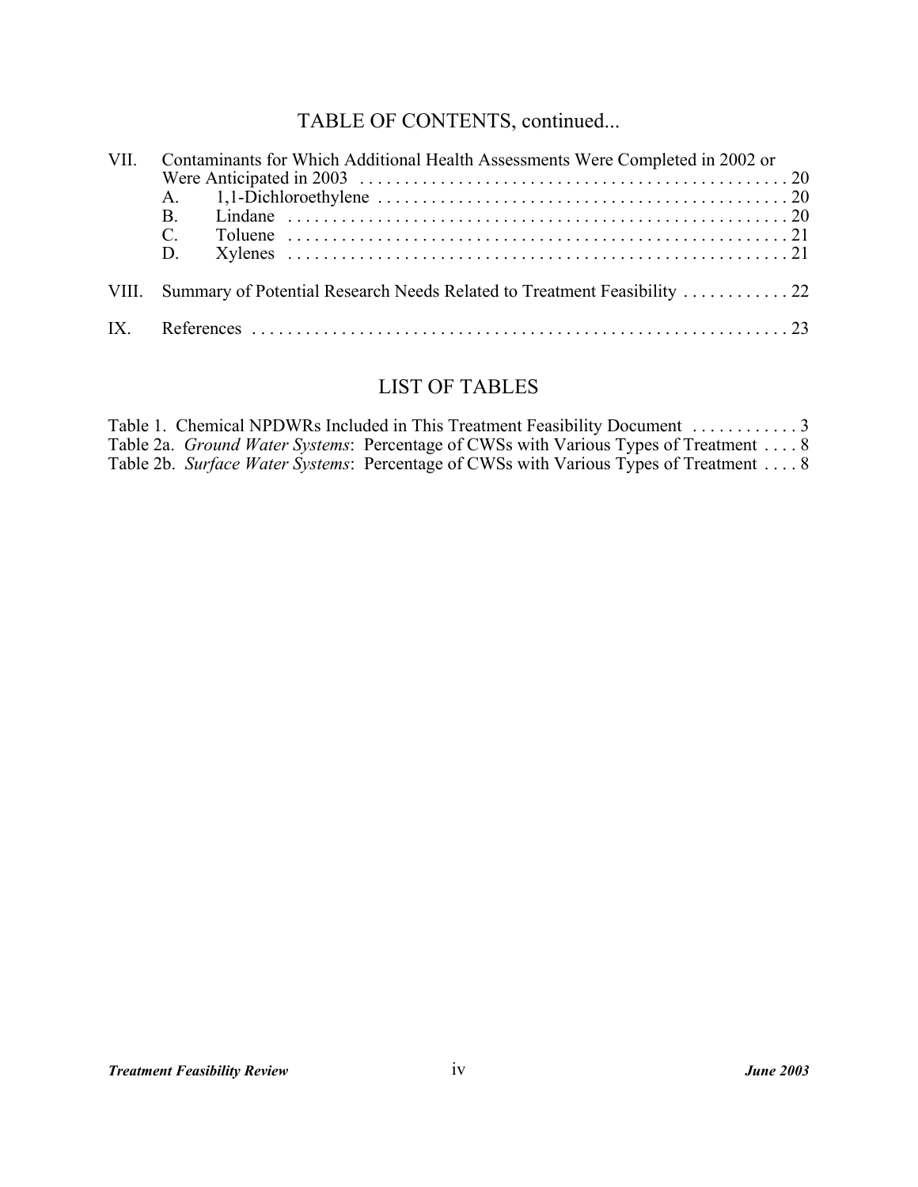## TABLE OF CONTENTS, continued...

VII. Contaminants for Which Additional Health Assessments Were Completed in 2002 or Were Anticipated in 2003 . . . . . 20
  - A. 1,1-Dichloroethylene . . . . . 20
  - B. Lindane . . . . . 20
  - C. Toluene . . . . . 21
  - D. Xylenes . . . . . 21

VIII. Summary of Potential Research Needs Related to Treatment Feasibility . . . . . 22

IX. References . . . . . 23

## LIST OF TABLES

Table 1. Chemical NPDWRs Included in This Treatment Feasibility Document . . . . . 3
Table 2a. *Ground Water Systems*: Percentage of CWSs with Various Types of Treatment . . . . 8
Table 2b. *Surface Water Systems*: Percentage of CWSs with Various Types of Treatment . . . . 8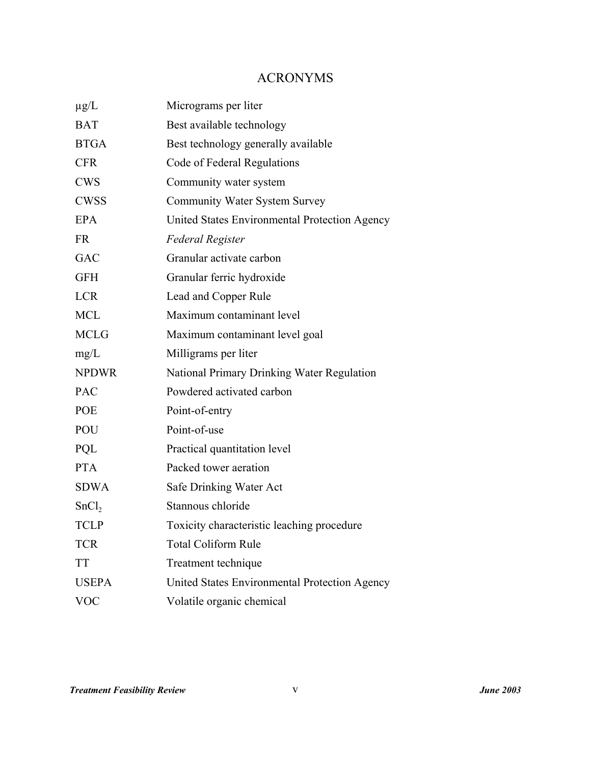# ACRONYMS

| | |
|---|---|
| μg/L | Micrograms per liter |
| BAT | Best available technology |
| BTGA | Best technology generally available |
| CFR | Code of Federal Regulations |
| CWS | Community water system |
| CWSS | Community Water System Survey |
| EPA | United States Environmental Protection Agency |
| FR | *Federal Register* |
| GAC | Granular activate carbon |
| GFH | Granular ferric hydroxide |
| LCR | Lead and Copper Rule |
| MCL | Maximum contaminant level |
| MCLG | Maximum contaminant level goal |
| mg/L | Milligrams per liter |
| NPDWR | National Primary Drinking Water Regulation |
| PAC | Powdered activated carbon |
| POE | Point-of-entry |
| POU | Point-of-use |
| PQL | Practical quantitation level |
| PTA | Packed tower aeration |
| SDWA | Safe Drinking Water Act |
| $SnCl_2$ | Stannous chloride |
| TCLP | Toxicity characteristic leaching procedure |
| TCR | Total Coliform Rule |
| TT | Treatment technique |
| USEPA | United States Environmental Protection Agency |
| VOC | Volatile organic chemical |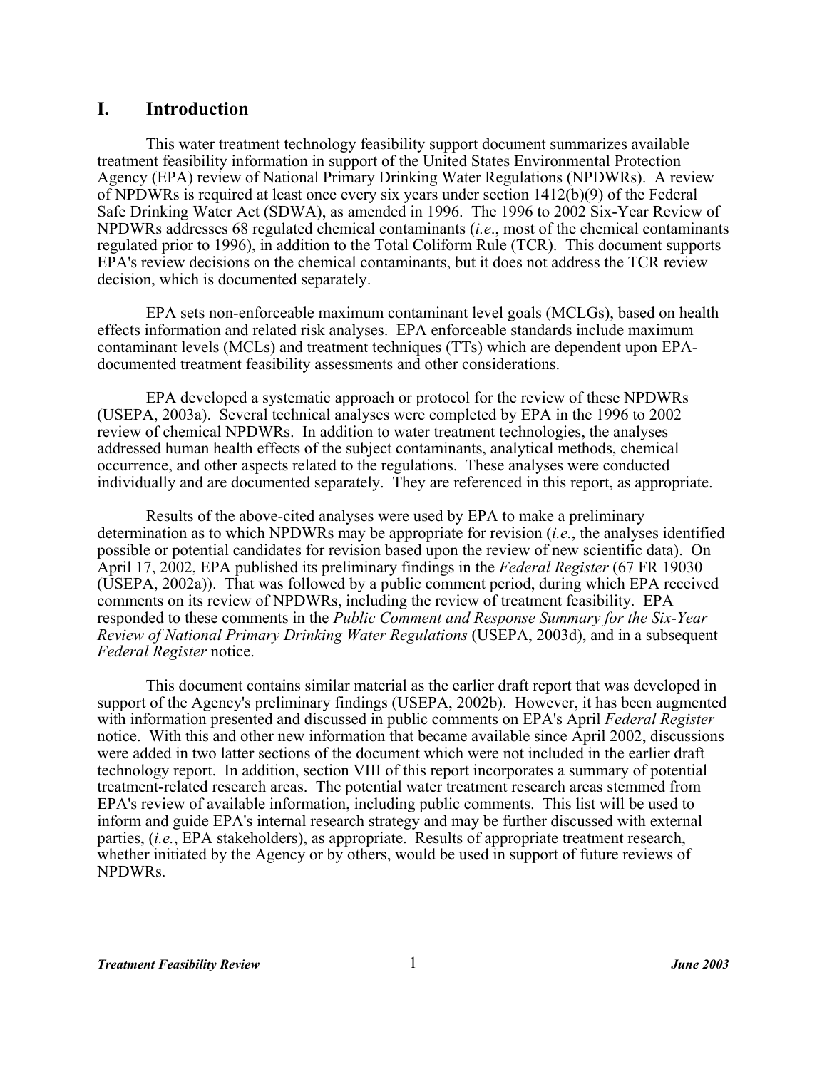# I. Introduction

This water treatment technology feasibility support document summarizes available treatment feasibility information in support of the United States Environmental Protection Agency (EPA) review of National Primary Drinking Water Regulations (NPDWRs). A review of NPDWRs is required at least once every six years under section 1412(b)(9) of the Federal Safe Drinking Water Act (SDWA), as amended in 1996. The 1996 to 2002 Six-Year Review of NPDWRs addresses 68 regulated chemical contaminants (*i.e*., most of the chemical contaminants regulated prior to 1996), in addition to the Total Coliform Rule (TCR). This document supports EPA's review decisions on the chemical contaminants, but it does not address the TCR review decision, which is documented separately.

EPA sets non-enforceable maximum contaminant level goals (MCLGs), based on health effects information and related risk analyses. EPA enforceable standards include maximum contaminant levels (MCLs) and treatment techniques (TTs) which are dependent upon EPA-documented treatment feasibility assessments and other considerations.

EPA developed a systematic approach or protocol for the review of these NPDWRs (USEPA, 2003a). Several technical analyses were completed by EPA in the 1996 to 2002 review of chemical NPDWRs. In addition to water treatment technologies, the analyses addressed human health effects of the subject contaminants, analytical methods, chemical occurrence, and other aspects related to the regulations. These analyses were conducted individually and are documented separately. They are referenced in this report, as appropriate.

Results of the above-cited analyses were used by EPA to make a preliminary determination as to which NPDWRs may be appropriate for revision (*i.e.*, the analyses identified possible or potential candidates for revision based upon the review of new scientific data). On April 17, 2002, EPA published its preliminary findings in the *Federal Register* (67 FR 19030 (USEPA, 2002a)). That was followed by a public comment period, during which EPA received comments on its review of NPDWRs, including the review of treatment feasibility. EPA responded to these comments in the *Public Comment and Response Summary for the Six-Year Review of National Primary Drinking Water Regulations* (USEPA, 2003d), and in a subsequent *Federal Register* notice.

This document contains similar material as the earlier draft report that was developed in support of the Agency's preliminary findings (USEPA, 2002b). However, it has been augmented with information presented and discussed in public comments on EPA's April *Federal Register* notice. With this and other new information that became available since April 2002, discussions were added in two latter sections of the document which were not included in the earlier draft technology report. In addition, section VIII of this report incorporates a summary of potential treatment-related research areas. The potential water treatment research areas stemmed from EPA's review of available information, including public comments. This list will be used to inform and guide EPA's internal research strategy and may be further discussed with external parties, (*i.e.*, EPA stakeholders), as appropriate. Results of appropriate treatment research, whether initiated by the Agency or by others, would be used in support of future reviews of NPDWRs.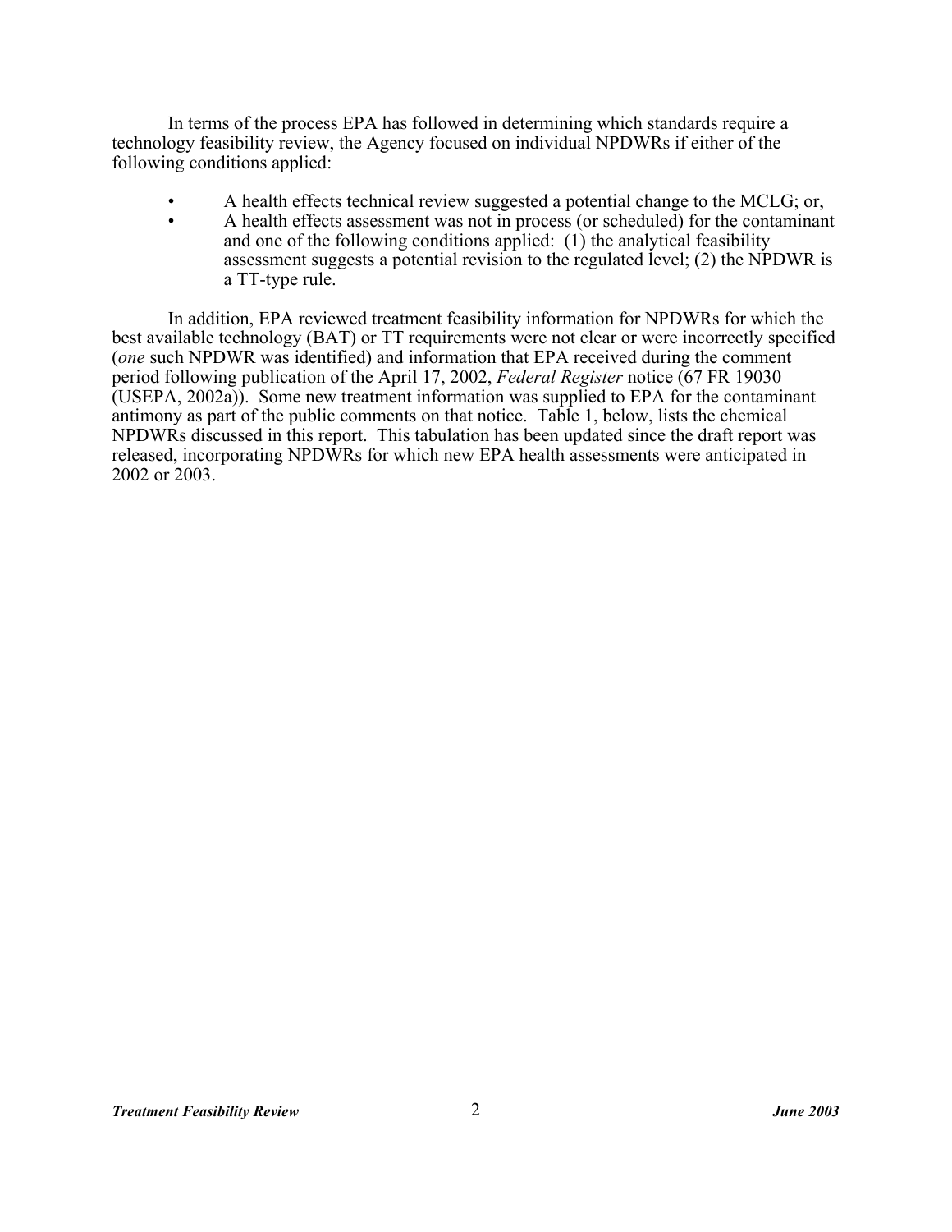In terms of the process EPA has followed in determining which standards require a technology feasibility review, the Agency focused on individual NPDWRs if either of the following conditions applied:

- A health effects technical review suggested a potential change to the MCLG; or,
- A health effects assessment was not in process (or scheduled) for the contaminant and one of the following conditions applied: (1) the analytical feasibility assessment suggests a potential revision to the regulated level; (2) the NPDWR is a TT-type rule.

In addition, EPA reviewed treatment feasibility information for NPDWRs for which the best available technology (BAT) or TT requirements were not clear or were incorrectly specified (*one* such NPDWR was identified) and information that EPA received during the comment period following publication of the April 17, 2002, *Federal Register* notice (67 FR 19030 (USEPA, 2002a)). Some new treatment information was supplied to EPA for the contaminant antimony as part of the public comments on that notice. Table 1, below, lists the chemical NPDWRs discussed in this report. This tabulation has been updated since the draft report was released, incorporating NPDWRs for which new EPA health assessments were anticipated in 2002 or 2003.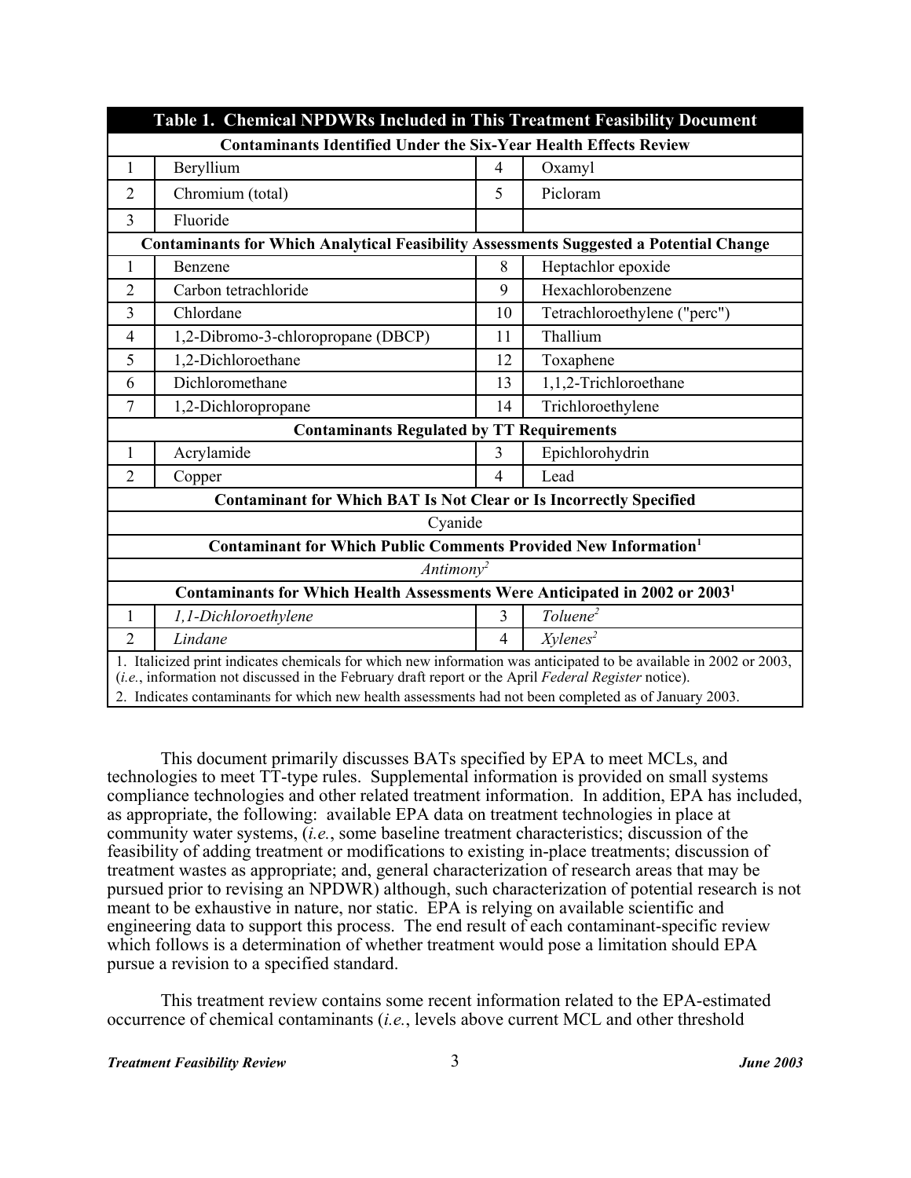| Table 1. Chemical NPDWRs Included in This Treatment Feasibility Document | | | |
|---|---|---|---|
| **Contaminants Identified Under the Six-Year Health Effects Review** | | | |
| 1 | Beryllium | 4 | Oxamyl |
| 2 | Chromium (total) | 5 | Picloram |
| 3 | Fluoride | | |
| **Contaminants for Which Analytical Feasibility Assessments Suggested a Potential Change** | | | |
| 1 | Benzene | 8 | Heptachlor epoxide |
| 2 | Carbon tetrachloride | 9 | Hexachlorobenzene |
| 3 | Chlordane | 10 | Tetrachloroethylene ("perc") |
| 4 | 1,2-Dibromo-3-chloropropane (DBCP) | 11 | Thallium |
| 5 | 1,2-Dichloroethane | 12 | Toxaphene |
| 6 | Dichloromethane | 13 | 1,1,2-Trichloroethane |
| 7 | 1,2-Dichloropropane | 14 | Trichloroethylene |
| **Contaminants Regulated by TT Requirements** | | | |
| 1 | Acrylamide | 3 | Epichlorohydrin |
| 2 | Copper | 4 | Lead |
| **Contaminant for Which BAT Is Not Clear or Is Incorrectly Specified** | | | |
| Cyanide | | | |
| **Contaminant for Which Public Comments Provided New Information[1]** | | | |
| *Antimony*[2] | | | |
| **Contaminants for Which Health Assessments Were Anticipated in 2002 or 2003[1]** | | | |
| 1 | *1,1-Dichloroethylene* | 3 | *Toluene*[2] |
| 2 | *Lindane* | 4 | *Xylenes*[2] |

1. Italicized print indicates chemicals for which new information was anticipated to be available in 2002 or 2003, (*i.e.*, information not discussed in the February draft report or the April *Federal Register* notice).
2. Indicates contaminants for which new health assessments had not been completed as of January 2003.

This document primarily discusses BATs specified by EPA to meet MCLs, and technologies to meet TT-type rules. Supplemental information is provided on small systems compliance technologies and other related treatment information. In addition, EPA has included, as appropriate, the following: available EPA data on treatment technologies in place at community water systems, (*i.e.*, some baseline treatment characteristics; discussion of the feasibility of adding treatment or modifications to existing in-place treatments; discussion of treatment wastes as appropriate; and, general characterization of research areas that may be pursued prior to revising an NPDWR) although, such characterization of potential research is not meant to be exhaustive in nature, nor static. EPA is relying on available scientific and engineering data to support this process. The end result of each contaminant-specific review which follows is a determination of whether treatment would pose a limitation should EPA pursue a revision to a specified standard.

This treatment review contains some recent information related to the EPA-estimated occurrence of chemical contaminants (*i.e.*, levels above current MCL and other threshold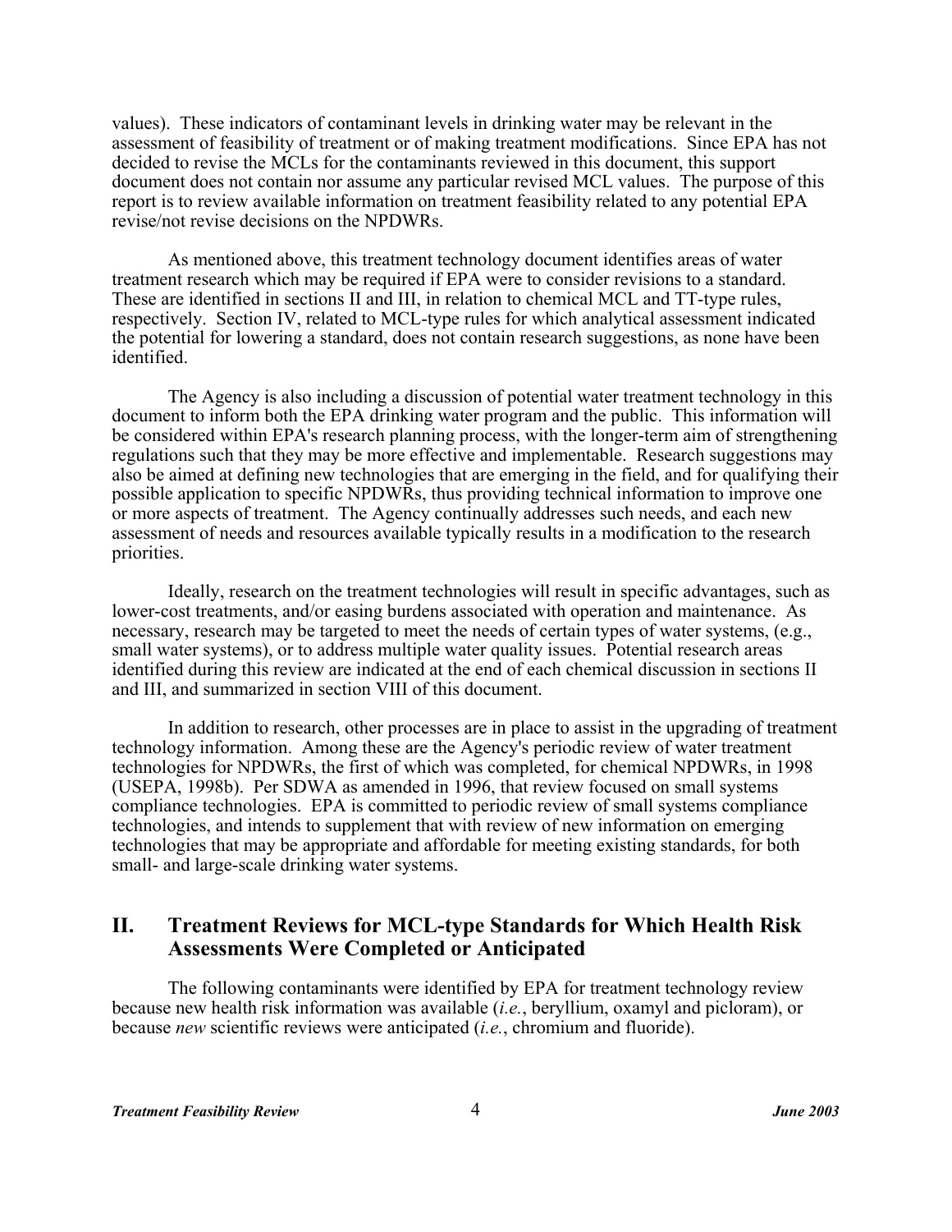values). These indicators of contaminant levels in drinking water may be relevant in the assessment of feasibility of treatment or of making treatment modifications. Since EPA has not decided to revise the MCLs for the contaminants reviewed in this document, this support document does not contain nor assume any particular revised MCL values. The purpose of this report is to review available information on treatment feasibility related to any potential EPA revise/not revise decisions on the NPDWRs.

As mentioned above, this treatment technology document identifies areas of water treatment research which may be required if EPA were to consider revisions to a standard. These are identified in sections II and III, in relation to chemical MCL and TT-type rules, respectively. Section IV, related to MCL-type rules for which analytical assessment indicated the potential for lowering a standard, does not contain research suggestions, as none have been identified.

The Agency is also including a discussion of potential water treatment technology in this document to inform both the EPA drinking water program and the public. This information will be considered within EPA's research planning process, with the longer-term aim of strengthening regulations such that they may be more effective and implementable. Research suggestions may also be aimed at defining new technologies that are emerging in the field, and for qualifying their possible application to specific NPDWRs, thus providing technical information to improve one or more aspects of treatment. The Agency continually addresses such needs, and each new assessment of needs and resources available typically results in a modification to the research priorities.

Ideally, research on the treatment technologies will result in specific advantages, such as lower-cost treatments, and/or easing burdens associated with operation and maintenance. As necessary, research may be targeted to meet the needs of certain types of water systems, (e.g., small water systems), or to address multiple water quality issues. Potential research areas identified during this review are indicated at the end of each chemical discussion in sections II and III, and summarized in section VIII of this document.

In addition to research, other processes are in place to assist in the upgrading of treatment technology information. Among these are the Agency's periodic review of water treatment technologies for NPDWRs, the first of which was completed, for chemical NPDWRs, in 1998 (USEPA, 1998b). Per SDWA as amended in 1996, that review focused on small systems compliance technologies. EPA is committed to periodic review of small systems compliance technologies, and intends to supplement that with review of new information on emerging technologies that may be appropriate and affordable for meeting existing standards, for both small- and large-scale drinking water systems.

## II. Treatment Reviews for MCL-type Standards for Which Health Risk Assessments Were Completed or Anticipated

The following contaminants were identified by EPA for treatment technology review because new health risk information was available (*i.e.*, beryllium, oxamyl and picloram), or because *new* scientific reviews were anticipated (*i.e.*, chromium and fluoride).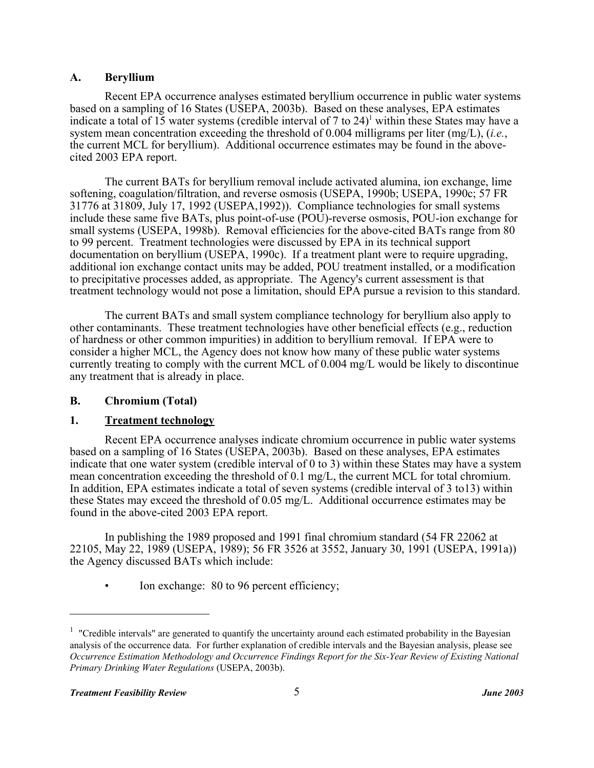## A. Beryllium

Recent EPA occurrence analyses estimated beryllium occurrence in public water systems based on a sampling of 16 States (USEPA, 2003b). Based on these analyses, EPA estimates indicate a total of 15 water systems (credible interval of 7 to 24)[1] within these States may have a system mean concentration exceeding the threshold of 0.004 milligrams per liter (mg/L), (*i.e.*, the current MCL for beryllium). Additional occurrence estimates may be found in the above-cited 2003 EPA report.

The current BATs for beryllium removal include activated alumina, ion exchange, lime softening, coagulation/filtration, and reverse osmosis (USEPA, 1990b; USEPA, 1990c; 57 FR 31776 at 31809, July 17, 1992 (USEPA,1992)). Compliance technologies for small systems include these same five BATs, plus point-of-use (POU)-reverse osmosis, POU-ion exchange for small systems (USEPA, 1998b). Removal efficiencies for the above-cited BATs range from 80 to 99 percent. Treatment technologies were discussed by EPA in its technical support documentation on beryllium (USEPA, 1990c). If a treatment plant were to require upgrading, additional ion exchange contact units may be added, POU treatment installed, or a modification to precipitative processes added, as appropriate. The Agency's current assessment is that treatment technology would not pose a limitation, should EPA pursue a revision to this standard.

The current BATs and small system compliance technology for beryllium also apply to other contaminants. These treatment technologies have other beneficial effects (e.g., reduction of hardness or other common impurities) in addition to beryllium removal. If EPA were to consider a higher MCL, the Agency does not know how many of these public water systems currently treating to comply with the current MCL of 0.004 mg/L would be likely to discontinue any treatment that is already in place.

## B. Chromium (Total)

### 1. Treatment technology

Recent EPA occurrence analyses indicate chromium occurrence in public water systems based on a sampling of 16 States (USEPA, 2003b). Based on these analyses, EPA estimates indicate that one water system (credible interval of 0 to 3) within these States may have a system mean concentration exceeding the threshold of 0.1 mg/L, the current MCL for total chromium. In addition, EPA estimates indicate a total of seven systems (credible interval of 3 to13) within these States may exceed the threshold of 0.05 mg/L. Additional occurrence estimates may be found in the above-cited 2003 EPA report.

In publishing the 1989 proposed and 1991 final chromium standard (54 FR 22062 at 22105, May 22, 1989 (USEPA, 1989); 56 FR 3526 at 3552, January 30, 1991 (USEPA, 1991a)) the Agency discussed BATs which include:

- Ion exchange: 80 to 96 percent efficiency;

[1] "Credible intervals" are generated to quantify the uncertainty around each estimated probability in the Bayesian analysis of the occurrence data. For further explanation of credible intervals and the Bayesian analysis, please see *Occurrence Estimation Methodology and Occurrence Findings Report for the Six-Year Review of Existing National Primary Drinking Water Regulations* (USEPA, 2003b).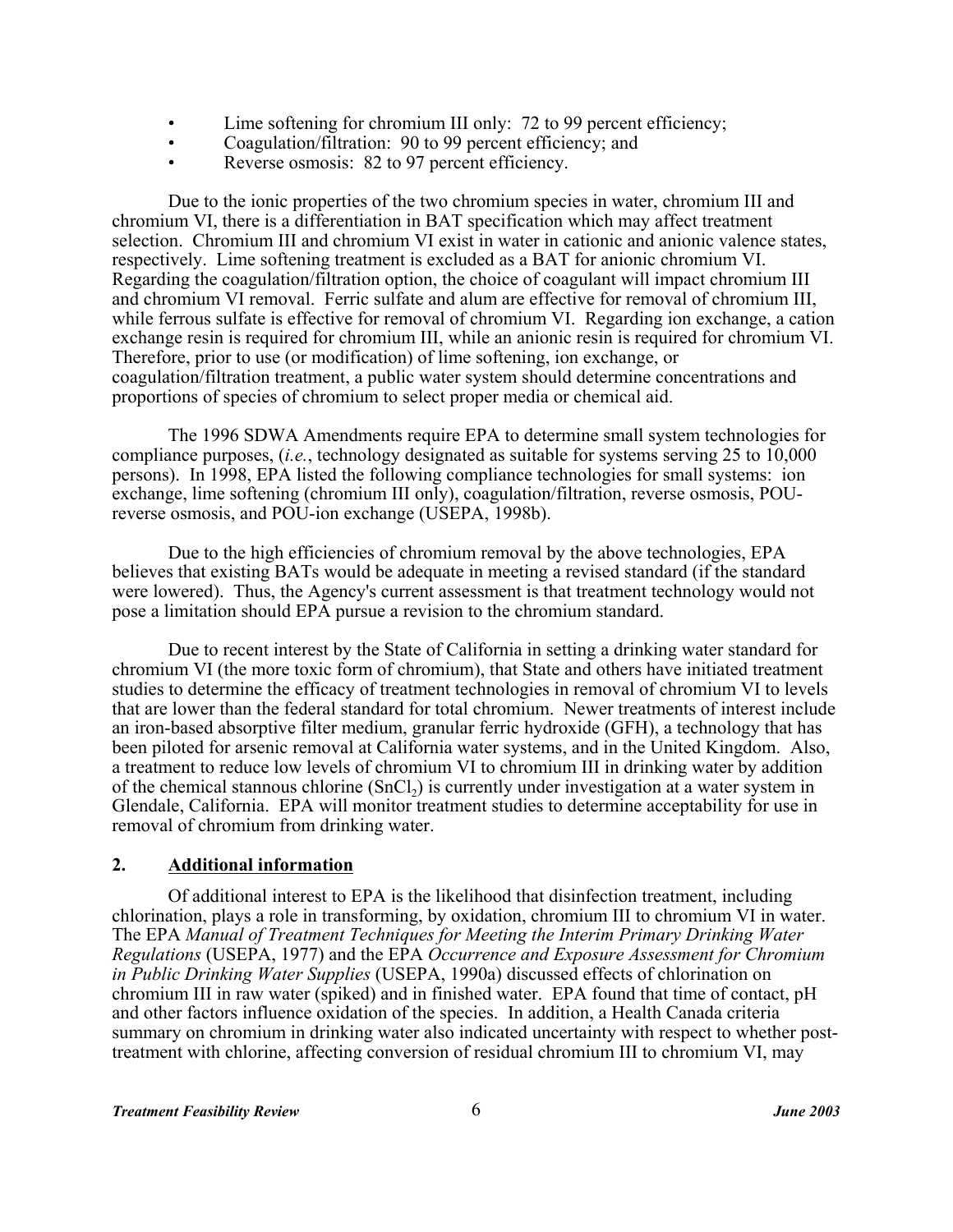- Lime softening for chromium III only: 72 to 99 percent efficiency;
- Coagulation/filtration: 90 to 99 percent efficiency; and
- Reverse osmosis: 82 to 97 percent efficiency.

Due to the ionic properties of the two chromium species in water, chromium III and chromium VI, there is a differentiation in BAT specification which may affect treatment selection. Chromium III and chromium VI exist in water in cationic and anionic valence states, respectively. Lime softening treatment is excluded as a BAT for anionic chromium VI. Regarding the coagulation/filtration option, the choice of coagulant will impact chromium III and chromium VI removal. Ferric sulfate and alum are effective for removal of chromium III, while ferrous sulfate is effective for removal of chromium VI. Regarding ion exchange, a cation exchange resin is required for chromium III, while an anionic resin is required for chromium VI. Therefore, prior to use (or modification) of lime softening, ion exchange, or coagulation/filtration treatment, a public water system should determine concentrations and proportions of species of chromium to select proper media or chemical aid.

The 1996 SDWA Amendments require EPA to determine small system technologies for compliance purposes, (*i.e.*, technology designated as suitable for systems serving 25 to 10,000 persons). In 1998, EPA listed the following compliance technologies for small systems: ion exchange, lime softening (chromium III only), coagulation/filtration, reverse osmosis, POU-reverse osmosis, and POU-ion exchange (USEPA, 1998b).

Due to the high efficiencies of chromium removal by the above technologies, EPA believes that existing BATs would be adequate in meeting a revised standard (if the standard were lowered). Thus, the Agency's current assessment is that treatment technology would not pose a limitation should EPA pursue a revision to the chromium standard.

Due to recent interest by the State of California in setting a drinking water standard for chromium VI (the more toxic form of chromium), that State and others have initiated treatment studies to determine the efficacy of treatment technologies in removal of chromium VI to levels that are lower than the federal standard for total chromium. Newer treatments of interest include an iron-based absorptive filter medium, granular ferric hydroxide (GFH), a technology that has been piloted for arsenic removal at California water systems, and in the United Kingdom. Also, a treatment to reduce low levels of chromium VI to chromium III in drinking water by addition of the chemical stannous chlorine ($SnCl_2$) is currently under investigation at a water system in Glendale, California. EPA will monitor treatment studies to determine acceptability for use in removal of chromium from drinking water.

## 2. Additional information

Of additional interest to EPA is the likelihood that disinfection treatment, including chlorination, plays a role in transforming, by oxidation, chromium III to chromium VI in water. The EPA *Manual of Treatment Techniques for Meeting the Interim Primary Drinking Water Regulations* (USEPA, 1977) and the EPA *Occurrence and Exposure Assessment for Chromium in Public Drinking Water Supplies* (USEPA, 1990a) discussed effects of chlorination on chromium III in raw water (spiked) and in finished water. EPA found that time of contact, pH and other factors influence oxidation of the species. In addition, a Health Canada criteria summary on chromium in drinking water also indicated uncertainty with respect to whether post-treatment with chlorine, affecting conversion of residual chromium III to chromium VI, may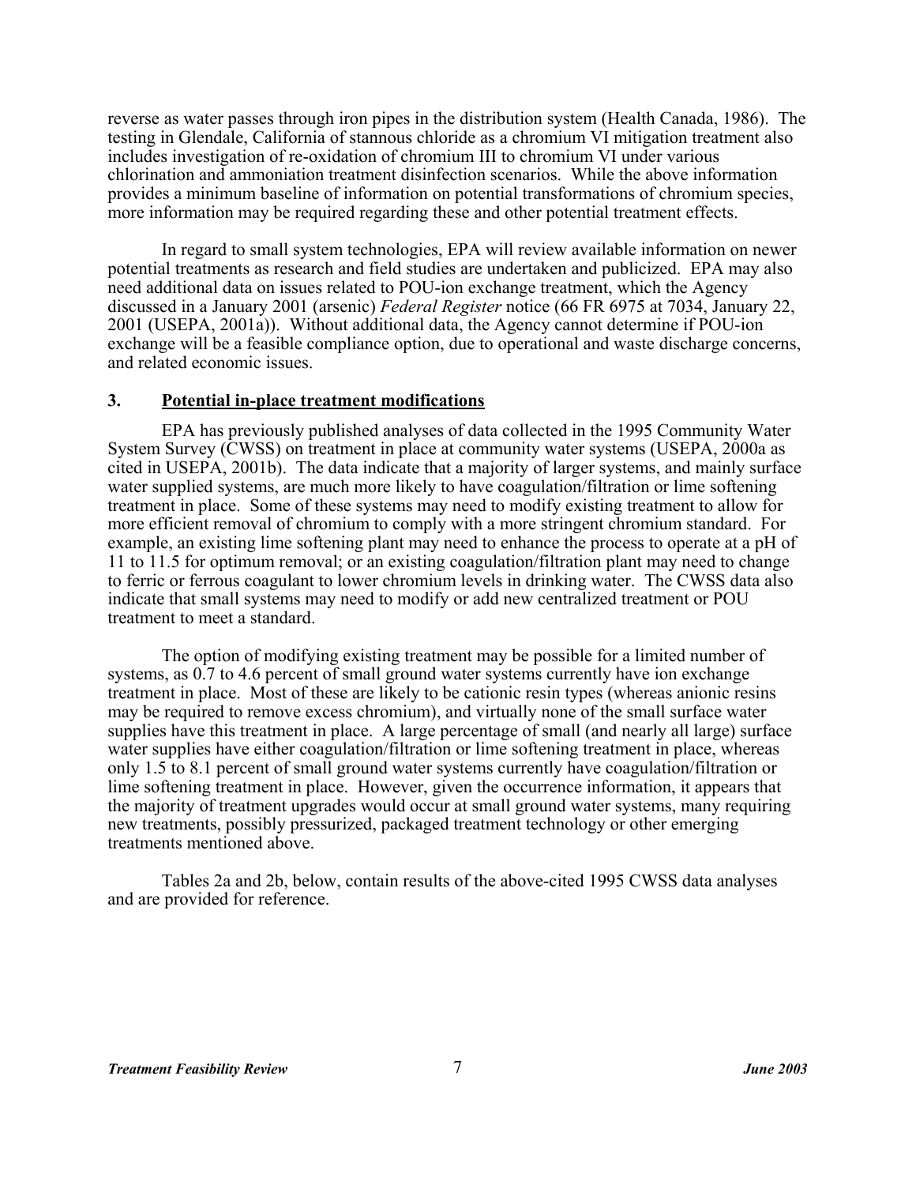reverse as water passes through iron pipes in the distribution system (Health Canada, 1986). The testing in Glendale, California of stannous chloride as a chromium VI mitigation treatment also includes investigation of re-oxidation of chromium III to chromium VI under various chlorination and ammoniation treatment disinfection scenarios. While the above information provides a minimum baseline of information on potential transformations of chromium species, more information may be required regarding these and other potential treatment effects.

In regard to small system technologies, EPA will review available information on newer potential treatments as research and field studies are undertaken and publicized. EPA may also need additional data on issues related to POU-ion exchange treatment, which the Agency discussed in a January 2001 (arsenic) *Federal Register* notice (66 FR 6975 at 7034, January 22, 2001 (USEPA, 2001a)). Without additional data, the Agency cannot determine if POU-ion exchange will be a feasible compliance option, due to operational and waste discharge concerns, and related economic issues.

### 3. Potential in-place treatment modifications

EPA has previously published analyses of data collected in the 1995 Community Water System Survey (CWSS) on treatment in place at community water systems (USEPA, 2000a as cited in USEPA, 2001b). The data indicate that a majority of larger systems, and mainly surface water supplied systems, are much more likely to have coagulation/filtration or lime softening treatment in place. Some of these systems may need to modify existing treatment to allow for more efficient removal of chromium to comply with a more stringent chromium standard. For example, an existing lime softening plant may need to enhance the process to operate at a pH of 11 to 11.5 for optimum removal; or an existing coagulation/filtration plant may need to change to ferric or ferrous coagulant to lower chromium levels in drinking water. The CWSS data also indicate that small systems may need to modify or add new centralized treatment or POU treatment to meet a standard.

The option of modifying existing treatment may be possible for a limited number of systems, as 0.7 to 4.6 percent of small ground water systems currently have ion exchange treatment in place. Most of these are likely to be cationic resin types (whereas anionic resins may be required to remove excess chromium), and virtually none of the small surface water supplies have this treatment in place. A large percentage of small (and nearly all large) surface water supplies have either coagulation/filtration or lime softening treatment in place, whereas only 1.5 to 8.1 percent of small ground water systems currently have coagulation/filtration or lime softening treatment in place. However, given the occurrence information, it appears that the majority of treatment upgrades would occur at small ground water systems, many requiring new treatments, possibly pressurized, packaged treatment technology or other emerging treatments mentioned above.

Tables 2a and 2b, below, contain results of the above-cited 1995 CWSS data analyses and are provided for reference.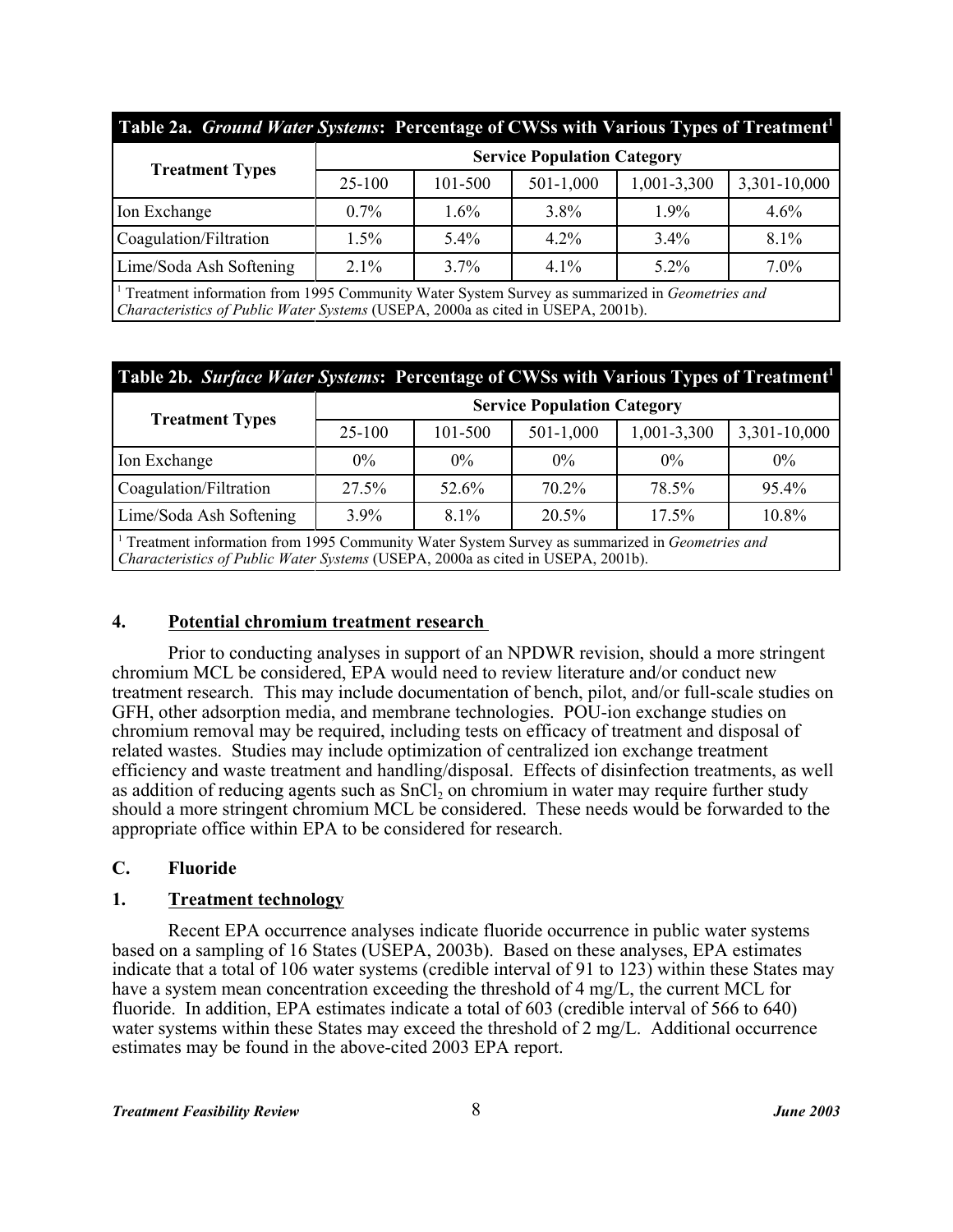**Table 2a.** ***Ground Water Systems*****: Percentage of CWSs with Various Types of Treatment**[1]

| Treatment Types | Service Population Category | | | | |
|---|---|---|---|---|---|
| | 25-100 | 101-500 | 501-1,000 | 1,001-3,300 | 3,301-10,000 |
| Ion Exchange | 0.7% | 1.6% | 3.8% | 1.9% | 4.6% |
| Coagulation/Filtration | 1.5% | 5.4% | 4.2% | 3.4% | 8.1% |
| Lime/Soda Ash Softening | 2.1% | 3.7% | 4.1% | 5.2% | 7.0% |

[1] Treatment information from 1995 Community Water System Survey as summarized in *Geometries and Characteristics of Public Water Systems* (USEPA, 2000a as cited in USEPA, 2001b).

**Table 2b.** ***Surface Water Systems*****: Percentage of CWSs with Various Types of Treatment**[1]

| Treatment Types | Service Population Category | | | | |
|---|---|---|---|---|---|
| | 25-100 | 101-500 | 501-1,000 | 1,001-3,300 | 3,301-10,000 |
| Ion Exchange | 0% | 0% | 0% | 0% | 0% |
| Coagulation/Filtration | 27.5% | 52.6% | 70.2% | 78.5% | 95.4% |
| Lime/Soda Ash Softening | 3.9% | 8.1% | 20.5% | 17.5% | 10.8% |

[1] Treatment information from 1995 Community Water System Survey as summarized in *Geometries and Characteristics of Public Water Systems* (USEPA, 2000a as cited in USEPA, 2001b).

## 4. Potential chromium treatment research

Prior to conducting analyses in support of an NPDWR revision, should a more stringent chromium MCL be considered, EPA would need to review literature and/or conduct new treatment research. This may include documentation of bench, pilot, and/or full-scale studies on GFH, other adsorption media, and membrane technologies. POU-ion exchange studies on chromium removal may be required, including tests on efficacy of treatment and disposal of related wastes. Studies may include optimization of centralized ion exchange treatment efficiency and waste treatment and handling/disposal. Effects of disinfection treatments, as well as addition of reducing agents such as $SnCl_2$ on chromium in water may require further study should a more stringent chromium MCL be considered. These needs would be forwarded to the appropriate office within EPA to be considered for research.

## C. Fluoride

## 1. Treatment technology

Recent EPA occurrence analyses indicate fluoride occurrence in public water systems based on a sampling of 16 States (USEPA, 2003b). Based on these analyses, EPA estimates indicate that a total of 106 water systems (credible interval of 91 to 123) within these States may have a system mean concentration exceeding the threshold of 4 mg/L, the current MCL for fluoride. In addition, EPA estimates indicate a total of 603 (credible interval of 566 to 640) water systems within these States may exceed the threshold of 2 mg/L. Additional occurrence estimates may be found in the above-cited 2003 EPA report.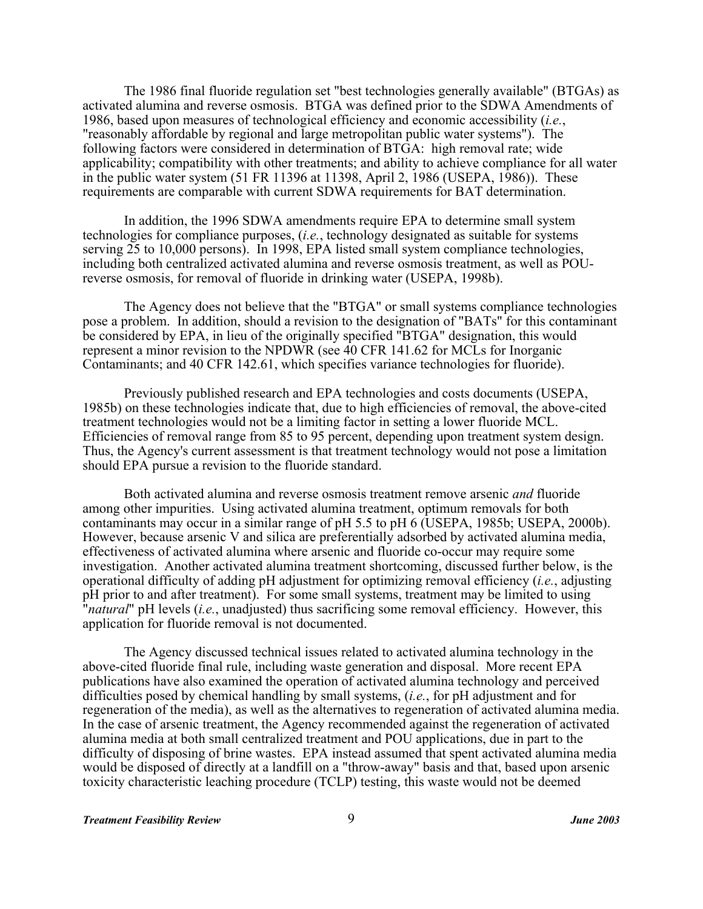The 1986 final fluoride regulation set "best technologies generally available" (BTGAs) as activated alumina and reverse osmosis. BTGA was defined prior to the SDWA Amendments of 1986, based upon measures of technological efficiency and economic accessibility (*i.e.*, "reasonably affordable by regional and large metropolitan public water systems"). The following factors were considered in determination of BTGA: high removal rate; wide applicability; compatibility with other treatments; and ability to achieve compliance for all water in the public water system (51 FR 11396 at 11398, April 2, 1986 (USEPA, 1986)). These requirements are comparable with current SDWA requirements for BAT determination.

In addition, the 1996 SDWA amendments require EPA to determine small system technologies for compliance purposes, (*i.e.*, technology designated as suitable for systems serving 25 to 10,000 persons). In 1998, EPA listed small system compliance technologies, including both centralized activated alumina and reverse osmosis treatment, as well as POU-reverse osmosis, for removal of fluoride in drinking water (USEPA, 1998b).

The Agency does not believe that the "BTGA" or small systems compliance technologies pose a problem. In addition, should a revision to the designation of "BATs" for this contaminant be considered by EPA, in lieu of the originally specified "BTGA" designation, this would represent a minor revision to the NPDWR (see 40 CFR 141.62 for MCLs for Inorganic Contaminants; and 40 CFR 142.61, which specifies variance technologies for fluoride).

Previously published research and EPA technologies and costs documents (USEPA, 1985b) on these technologies indicate that, due to high efficiencies of removal, the above-cited treatment technologies would not be a limiting factor in setting a lower fluoride MCL. Efficiencies of removal range from 85 to 95 percent, depending upon treatment system design. Thus, the Agency's current assessment is that treatment technology would not pose a limitation should EPA pursue a revision to the fluoride standard.

Both activated alumina and reverse osmosis treatment remove arsenic *and* fluoride among other impurities. Using activated alumina treatment, optimum removals for both contaminants may occur in a similar range of pH 5.5 to pH 6 (USEPA, 1985b; USEPA, 2000b). However, because arsenic V and silica are preferentially adsorbed by activated alumina media, effectiveness of activated alumina where arsenic and fluoride co-occur may require some investigation. Another activated alumina treatment shortcoming, discussed further below, is the operational difficulty of adding pH adjustment for optimizing removal efficiency (*i.e.*, adjusting pH prior to and after treatment). For some small systems, treatment may be limited to using "*natural*" pH levels (*i.e.*, unadjusted) thus sacrificing some removal efficiency. However, this application for fluoride removal is not documented.

The Agency discussed technical issues related to activated alumina technology in the above-cited fluoride final rule, including waste generation and disposal. More recent EPA publications have also examined the operation of activated alumina technology and perceived difficulties posed by chemical handling by small systems, (*i.e.*, for pH adjustment and for regeneration of the media), as well as the alternatives to regeneration of activated alumina media. In the case of arsenic treatment, the Agency recommended against the regeneration of activated alumina media at both small centralized treatment and POU applications, due in part to the difficulty of disposing of brine wastes. EPA instead assumed that spent activated alumina media would be disposed of directly at a landfill on a "throw-away" basis and that, based upon arsenic toxicity characteristic leaching procedure (TCLP) testing, this waste would not be deemed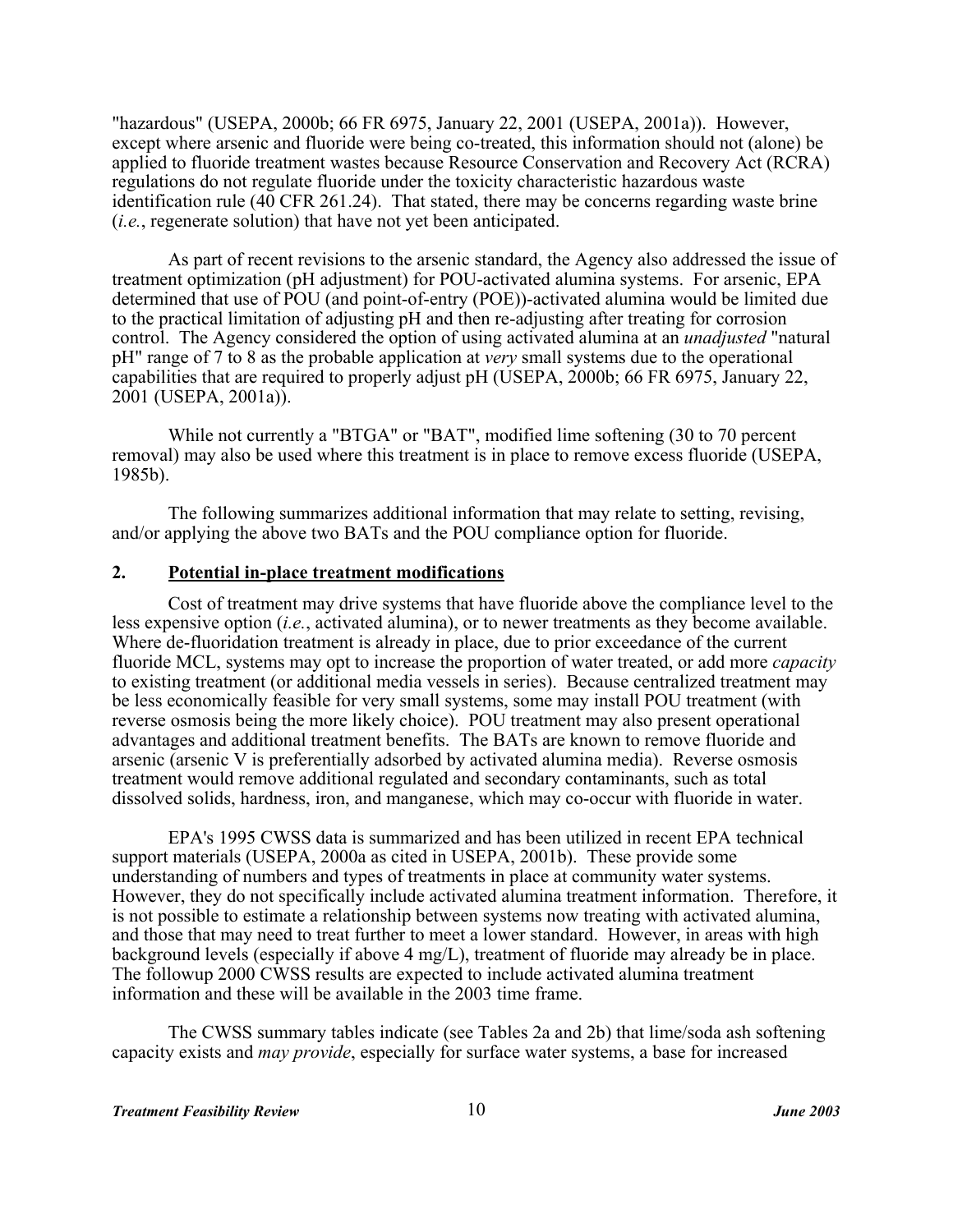"hazardous" (USEPA, 2000b; 66 FR 6975, January 22, 2001 (USEPA, 2001a)). However, except where arsenic and fluoride were being co-treated, this information should not (alone) be applied to fluoride treatment wastes because Resource Conservation and Recovery Act (RCRA) regulations do not regulate fluoride under the toxicity characteristic hazardous waste identification rule (40 CFR 261.24). That stated, there may be concerns regarding waste brine (*i.e.*, regenerate solution) that have not yet been anticipated.

As part of recent revisions to the arsenic standard, the Agency also addressed the issue of treatment optimization (pH adjustment) for POU-activated alumina systems. For arsenic, EPA determined that use of POU (and point-of-entry (POE))-activated alumina would be limited due to the practical limitation of adjusting pH and then re-adjusting after treating for corrosion control. The Agency considered the option of using activated alumina at an *unadjusted* "natural pH" range of 7 to 8 as the probable application at *very* small systems due to the operational capabilities that are required to properly adjust pH (USEPA, 2000b; 66 FR 6975, January 22, 2001 (USEPA, 2001a)).

While not currently a "BTGA" or "BAT", modified lime softening (30 to 70 percent removal) may also be used where this treatment is in place to remove excess fluoride (USEPA, 1985b).

The following summarizes additional information that may relate to setting, revising, and/or applying the above two BATs and the POU compliance option for fluoride.

## 2. Potential in-place treatment modifications

Cost of treatment may drive systems that have fluoride above the compliance level to the less expensive option (*i.e.*, activated alumina), or to newer treatments as they become available. Where de-fluoridation treatment is already in place, due to prior exceedance of the current fluoride MCL, systems may opt to increase the proportion of water treated, or add more *capacity* to existing treatment (or additional media vessels in series). Because centralized treatment may be less economically feasible for very small systems, some may install POU treatment (with reverse osmosis being the more likely choice). POU treatment may also present operational advantages and additional treatment benefits. The BATs are known to remove fluoride and arsenic (arsenic V is preferentially adsorbed by activated alumina media). Reverse osmosis treatment would remove additional regulated and secondary contaminants, such as total dissolved solids, hardness, iron, and manganese, which may co-occur with fluoride in water.

EPA's 1995 CWSS data is summarized and has been utilized in recent EPA technical support materials (USEPA, 2000a as cited in USEPA, 2001b). These provide some understanding of numbers and types of treatments in place at community water systems. However, they do not specifically include activated alumina treatment information. Therefore, it is not possible to estimate a relationship between systems now treating with activated alumina, and those that may need to treat further to meet a lower standard. However, in areas with high background levels (especially if above 4 mg/L), treatment of fluoride may already be in place. The followup 2000 CWSS results are expected to include activated alumina treatment information and these will be available in the 2003 time frame.

The CWSS summary tables indicate (see Tables 2a and 2b) that lime/soda ash softening capacity exists and *may provide*, especially for surface water systems, a base for increased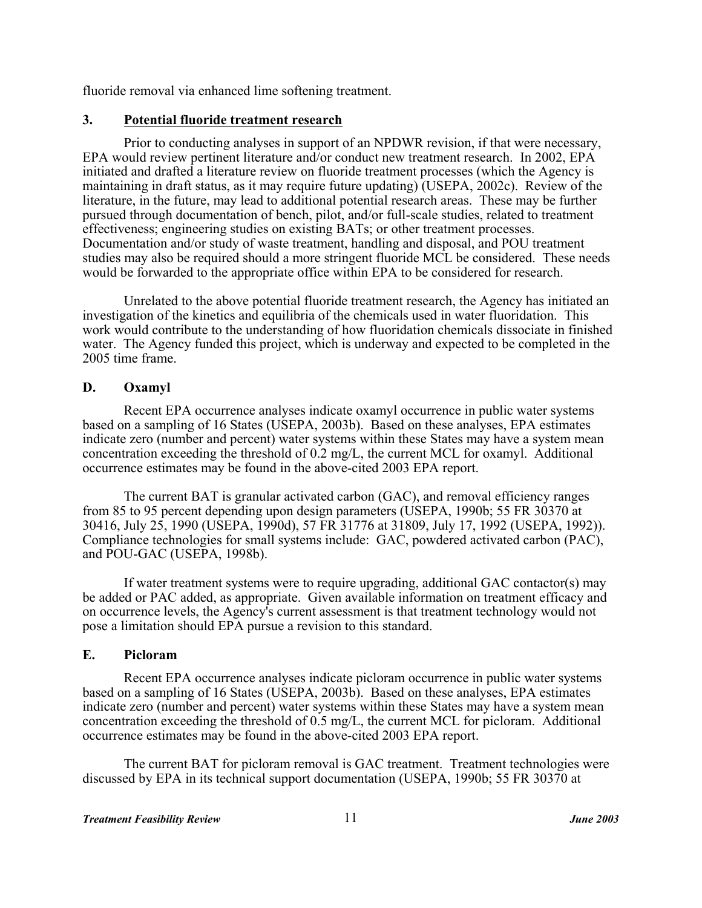fluoride removal via enhanced lime softening treatment.

### 3. Potential fluoride treatment research

Prior to conducting analyses in support of an NPDWR revision, if that were necessary, EPA would review pertinent literature and/or conduct new treatment research. In 2002, EPA initiated and drafted a literature review on fluoride treatment processes (which the Agency is maintaining in draft status, as it may require future updating) (USEPA, 2002c). Review of the literature, in the future, may lead to additional potential research areas. These may be further pursued through documentation of bench, pilot, and/or full-scale studies, related to treatment effectiveness; engineering studies on existing BATs; or other treatment processes. Documentation and/or study of waste treatment, handling and disposal, and POU treatment studies may also be required should a more stringent fluoride MCL be considered. These needs would be forwarded to the appropriate office within EPA to be considered for research.

Unrelated to the above potential fluoride treatment research, the Agency has initiated an investigation of the kinetics and equilibria of the chemicals used in water fluoridation. This work would contribute to the understanding of how fluoridation chemicals dissociate in finished water. The Agency funded this project, which is underway and expected to be completed in the 2005 time frame.

## D. Oxamyl

Recent EPA occurrence analyses indicate oxamyl occurrence in public water systems based on a sampling of 16 States (USEPA, 2003b). Based on these analyses, EPA estimates indicate zero (number and percent) water systems within these States may have a system mean concentration exceeding the threshold of 0.2 mg/L, the current MCL for oxamyl. Additional occurrence estimates may be found in the above-cited 2003 EPA report.

The current BAT is granular activated carbon (GAC), and removal efficiency ranges from 85 to 95 percent depending upon design parameters (USEPA, 1990b; 55 FR 30370 at 30416, July 25, 1990 (USEPA, 1990d), 57 FR 31776 at 31809, July 17, 1992 (USEPA, 1992)). Compliance technologies for small systems include: GAC, powdered activated carbon (PAC), and POU-GAC (USEPA, 1998b).

If water treatment systems were to require upgrading, additional GAC contactor(s) may be added or PAC added, as appropriate. Given available information on treatment efficacy and on occurrence levels, the Agency's current assessment is that treatment technology would not pose a limitation should EPA pursue a revision to this standard.

## E. Picloram

Recent EPA occurrence analyses indicate picloram occurrence in public water systems based on a sampling of 16 States (USEPA, 2003b). Based on these analyses, EPA estimates indicate zero (number and percent) water systems within these States may have a system mean concentration exceeding the threshold of 0.5 mg/L, the current MCL for picloram. Additional occurrence estimates may be found in the above-cited 2003 EPA report.

The current BAT for picloram removal is GAC treatment. Treatment technologies were discussed by EPA in its technical support documentation (USEPA, 1990b; 55 FR 30370 at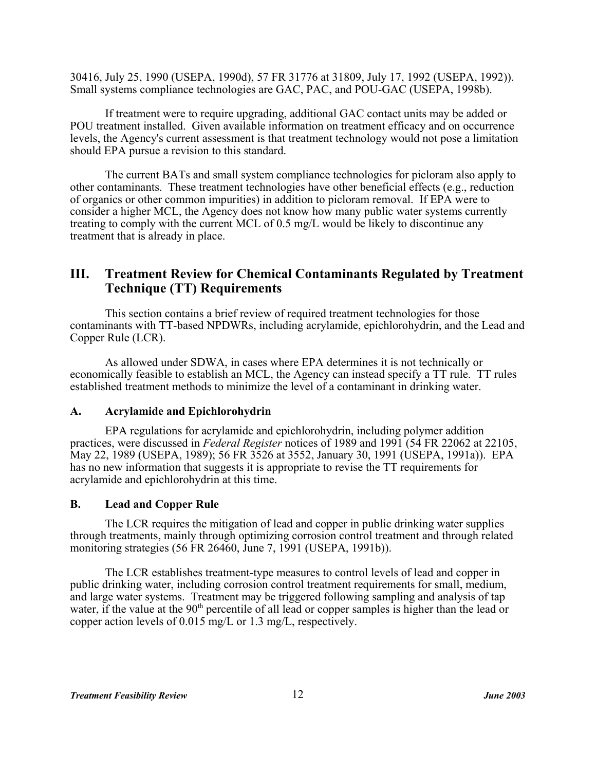30416, July 25, 1990 (USEPA, 1990d), 57 FR 31776 at 31809, July 17, 1992 (USEPA, 1992)). Small systems compliance technologies are GAC, PAC, and POU-GAC (USEPA, 1998b).

If treatment were to require upgrading, additional GAC contact units may be added or POU treatment installed. Given available information on treatment efficacy and on occurrence levels, the Agency's current assessment is that treatment technology would not pose a limitation should EPA pursue a revision to this standard.

The current BATs and small system compliance technologies for picloram also apply to other contaminants. These treatment technologies have other beneficial effects (e.g., reduction of organics or other common impurities) in addition to picloram removal. If EPA were to consider a higher MCL, the Agency does not know how many public water systems currently treating to comply with the current MCL of 0.5 mg/L would be likely to discontinue any treatment that is already in place.

## III. Treatment Review for Chemical Contaminants Regulated by Treatment Technique (TT) Requirements

This section contains a brief review of required treatment technologies for those contaminants with TT-based NPDWRs, including acrylamide, epichlorohydrin, and the Lead and Copper Rule (LCR).

As allowed under SDWA, in cases where EPA determines it is not technically or economically feasible to establish an MCL, the Agency can instead specify a TT rule. TT rules established treatment methods to minimize the level of a contaminant in drinking water.

### A. Acrylamide and Epichlorohydrin

EPA regulations for acrylamide and epichlorohydrin, including polymer addition practices, were discussed in *Federal Register* notices of 1989 and 1991 (54 FR 22062 at 22105, May 22, 1989 (USEPA, 1989); 56 FR 3526 at 3552, January 30, 1991 (USEPA, 1991a)). EPA has no new information that suggests it is appropriate to revise the TT requirements for acrylamide and epichlorohydrin at this time.

### B. Lead and Copper Rule

The LCR requires the mitigation of lead and copper in public drinking water supplies through treatments, mainly through optimizing corrosion control treatment and through related monitoring strategies (56 FR 26460, June 7, 1991 (USEPA, 1991b)).

The LCR establishes treatment-type measures to control levels of lead and copper in public drinking water, including corrosion control treatment requirements for small, medium, and large water systems. Treatment may be triggered following sampling and analysis of tap water, if the value at the 90$^{th}$ percentile of all lead or copper samples is higher than the lead or copper action levels of 0.015 mg/L or 1.3 mg/L, respectively.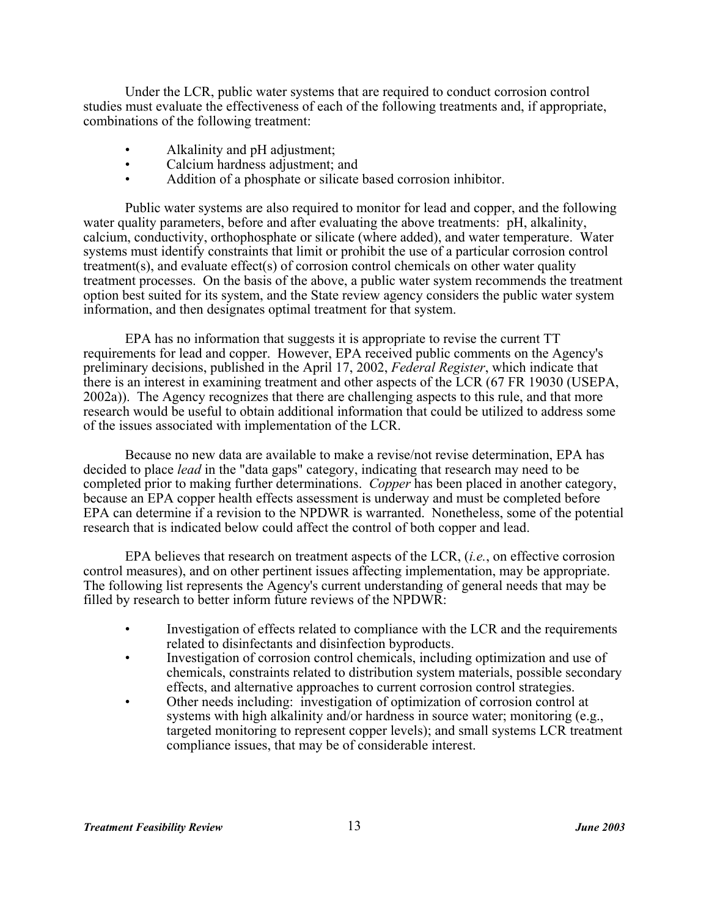Under the LCR, public water systems that are required to conduct corrosion control studies must evaluate the effectiveness of each of the following treatments and, if appropriate, combinations of the following treatment:

- Alkalinity and pH adjustment;
- Calcium hardness adjustment; and
- Addition of a phosphate or silicate based corrosion inhibitor.

Public water systems are also required to monitor for lead and copper, and the following water quality parameters, before and after evaluating the above treatments: pH, alkalinity, calcium, conductivity, orthophosphate or silicate (where added), and water temperature. Water systems must identify constraints that limit or prohibit the use of a particular corrosion control treatment(s), and evaluate effect(s) of corrosion control chemicals on other water quality treatment processes. On the basis of the above, a public water system recommends the treatment option best suited for its system, and the State review agency considers the public water system information, and then designates optimal treatment for that system.

EPA has no information that suggests it is appropriate to revise the current TT requirements for lead and copper. However, EPA received public comments on the Agency's preliminary decisions, published in the April 17, 2002, *Federal Register*, which indicate that there is an interest in examining treatment and other aspects of the LCR (67 FR 19030 (USEPA, 2002a)). The Agency recognizes that there are challenging aspects to this rule, and that more research would be useful to obtain additional information that could be utilized to address some of the issues associated with implementation of the LCR.

Because no new data are available to make a revise/not revise determination, EPA has decided to place *lead* in the "data gaps" category, indicating that research may need to be completed prior to making further determinations. *Copper* has been placed in another category, because an EPA copper health effects assessment is underway and must be completed before EPA can determine if a revision to the NPDWR is warranted. Nonetheless, some of the potential research that is indicated below could affect the control of both copper and lead.

EPA believes that research on treatment aspects of the LCR, (*i.e.*, on effective corrosion control measures), and on other pertinent issues affecting implementation, may be appropriate. The following list represents the Agency's current understanding of general needs that may be filled by research to better inform future reviews of the NPDWR:

- Investigation of effects related to compliance with the LCR and the requirements related to disinfectants and disinfection byproducts.
- Investigation of corrosion control chemicals, including optimization and use of chemicals, constraints related to distribution system materials, possible secondary effects, and alternative approaches to current corrosion control strategies.
- Other needs including: investigation of optimization of corrosion control at systems with high alkalinity and/or hardness in source water; monitoring (e.g., targeted monitoring to represent copper levels); and small systems LCR treatment compliance issues, that may be of considerable interest.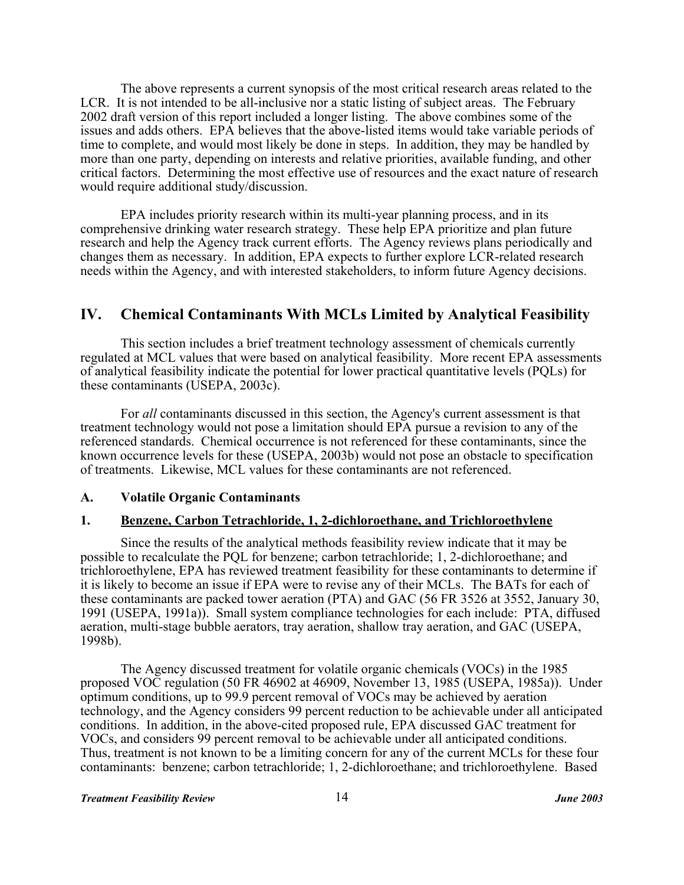The above represents a current synopsis of the most critical research areas related to the LCR. It is not intended to be all-inclusive nor a static listing of subject areas. The February 2002 draft version of this report included a longer listing. The above combines some of the issues and adds others. EPA believes that the above-listed items would take variable periods of time to complete, and would most likely be done in steps. In addition, they may be handled by more than one party, depending on interests and relative priorities, available funding, and other critical factors. Determining the most effective use of resources and the exact nature of research would require additional study/discussion.

EPA includes priority research within its multi-year planning process, and in its comprehensive drinking water research strategy. These help EPA prioritize and plan future research and help the Agency track current efforts. The Agency reviews plans periodically and changes them as necessary. In addition, EPA expects to further explore LCR-related research needs within the Agency, and with interested stakeholders, to inform future Agency decisions.

## IV. Chemical Contaminants With MCLs Limited by Analytical Feasibility

This section includes a brief treatment technology assessment of chemicals currently regulated at MCL values that were based on analytical feasibility. More recent EPA assessments of analytical feasibility indicate the potential for lower practical quantitative levels (PQLs) for these contaminants (USEPA, 2003c).

For *all* contaminants discussed in this section, the Agency's current assessment is that treatment technology would not pose a limitation should EPA pursue a revision to any of the referenced standards. Chemical occurrence is not referenced for these contaminants, since the known occurrence levels for these (USEPA, 2003b) would not pose an obstacle to specification of treatments. Likewise, MCL values for these contaminants are not referenced.

### A. Volatile Organic Contaminants

#### 1. Benzene, Carbon Tetrachloride, 1, 2-dichloroethane, and Trichloroethylene

Since the results of the analytical methods feasibility review indicate that it may be possible to recalculate the PQL for benzene; carbon tetrachloride; 1, 2-dichloroethane; and trichloroethylene, EPA has reviewed treatment feasibility for these contaminants to determine if it is likely to become an issue if EPA were to revise any of their MCLs. The BATs for each of these contaminants are packed tower aeration (PTA) and GAC (56 FR 3526 at 3552, January 30, 1991 (USEPA, 1991a)). Small system compliance technologies for each include: PTA, diffused aeration, multi-stage bubble aerators, tray aeration, shallow tray aeration, and GAC (USEPA, 1998b).

The Agency discussed treatment for volatile organic chemicals (VOCs) in the 1985 proposed VOC regulation (50 FR 46902 at 46909, November 13, 1985 (USEPA, 1985a)). Under optimum conditions, up to 99.9 percent removal of VOCs may be achieved by aeration technology, and the Agency considers 99 percent reduction to be achievable under all anticipated conditions. In addition, in the above-cited proposed rule, EPA discussed GAC treatment for VOCs, and considers 99 percent removal to be achievable under all anticipated conditions. Thus, treatment is not known to be a limiting concern for any of the current MCLs for these four contaminants: benzene; carbon tetrachloride; 1, 2-dichloroethane; and trichloroethylene. Based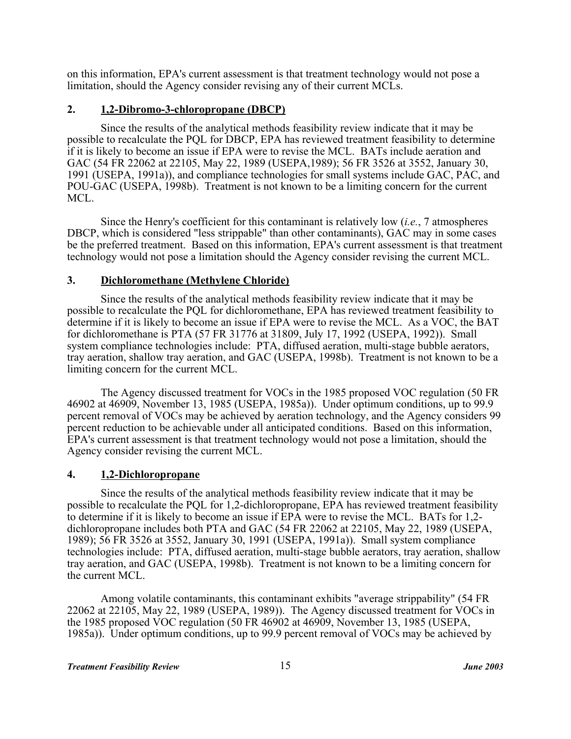on this information, EPA's current assessment is that treatment technology would not pose a limitation, should the Agency consider revising any of their current MCLs.

## 2. 1,2-Dibromo-3-chloropropane (DBCP)

Since the results of the analytical methods feasibility review indicate that it may be possible to recalculate the PQL for DBCP, EPA has reviewed treatment feasibility to determine if it is likely to become an issue if EPA were to revise the MCL. BATs include aeration and GAC (54 FR 22062 at 22105, May 22, 1989 (USEPA,1989); 56 FR 3526 at 3552, January 30, 1991 (USEPA, 1991a)), and compliance technologies for small systems include GAC, PAC, and POU-GAC (USEPA, 1998b). Treatment is not known to be a limiting concern for the current MCL.

Since the Henry's coefficient for this contaminant is relatively low (*i.e.*, 7 atmospheres DBCP, which is considered "less strippable" than other contaminants), GAC may in some cases be the preferred treatment. Based on this information, EPA's current assessment is that treatment technology would not pose a limitation should the Agency consider revising the current MCL.

## 3. Dichloromethane (Methylene Chloride)

Since the results of the analytical methods feasibility review indicate that it may be possible to recalculate the PQL for dichloromethane, EPA has reviewed treatment feasibility to determine if it is likely to become an issue if EPA were to revise the MCL. As a VOC, the BAT for dichloromethane is PTA (57 FR 31776 at 31809, July 17, 1992 (USEPA, 1992)). Small system compliance technologies include: PTA, diffused aeration, multi-stage bubble aerators, tray aeration, shallow tray aeration, and GAC (USEPA, 1998b). Treatment is not known to be a limiting concern for the current MCL.

The Agency discussed treatment for VOCs in the 1985 proposed VOC regulation (50 FR 46902 at 46909, November 13, 1985 (USEPA, 1985a)). Under optimum conditions, up to 99.9 percent removal of VOCs may be achieved by aeration technology, and the Agency considers 99 percent reduction to be achievable under all anticipated conditions. Based on this information, EPA's current assessment is that treatment technology would not pose a limitation, should the Agency consider revising the current MCL.

## 4. 1,2-Dichloropropane

Since the results of the analytical methods feasibility review indicate that it may be possible to recalculate the PQL for 1,2-dichloropropane, EPA has reviewed treatment feasibility to determine if it is likely to become an issue if EPA were to revise the MCL. BATs for 1,2-dichloropropane includes both PTA and GAC (54 FR 22062 at 22105, May 22, 1989 (USEPA, 1989); 56 FR 3526 at 3552, January 30, 1991 (USEPA, 1991a)). Small system compliance technologies include: PTA, diffused aeration, multi-stage bubble aerators, tray aeration, shallow tray aeration, and GAC (USEPA, 1998b). Treatment is not known to be a limiting concern for the current MCL.

Among volatile contaminants, this contaminant exhibits "average strippability" (54 FR 22062 at 22105, May 22, 1989 (USEPA, 1989)). The Agency discussed treatment for VOCs in the 1985 proposed VOC regulation (50 FR 46902 at 46909, November 13, 1985 (USEPA, 1985a)). Under optimum conditions, up to 99.9 percent removal of VOCs may be achieved by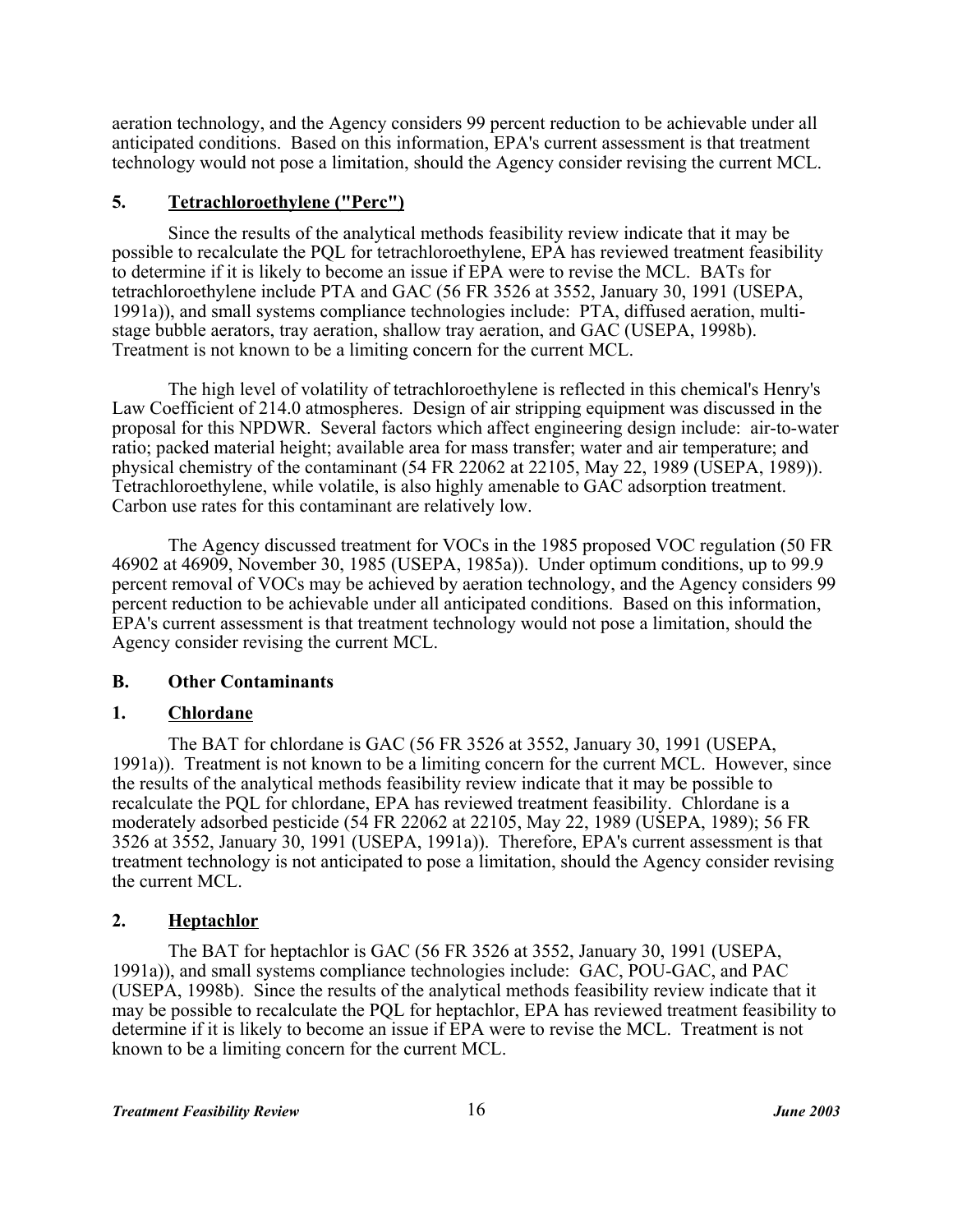aeration technology, and the Agency considers 99 percent reduction to be achievable under all anticipated conditions. Based on this information, EPA's current assessment is that treatment technology would not pose a limitation, should the Agency consider revising the current MCL.

## 5. Tetrachloroethylene ("Perc")

Since the results of the analytical methods feasibility review indicate that it may be possible to recalculate the PQL for tetrachloroethylene, EPA has reviewed treatment feasibility to determine if it is likely to become an issue if EPA were to revise the MCL. BATs for tetrachloroethylene include PTA and GAC (56 FR 3526 at 3552, January 30, 1991 (USEPA, 1991a)), and small systems compliance technologies include: PTA, diffused aeration, multi-stage bubble aerators, tray aeration, shallow tray aeration, and GAC (USEPA, 1998b). Treatment is not known to be a limiting concern for the current MCL.

The high level of volatility of tetrachloroethylene is reflected in this chemical's Henry's Law Coefficient of 214.0 atmospheres. Design of air stripping equipment was discussed in the proposal for this NPDWR. Several factors which affect engineering design include: air-to-water ratio; packed material height; available area for mass transfer; water and air temperature; and physical chemistry of the contaminant (54 FR 22062 at 22105, May 22, 1989 (USEPA, 1989)). Tetrachloroethylene, while volatile, is also highly amenable to GAC adsorption treatment. Carbon use rates for this contaminant are relatively low.

The Agency discussed treatment for VOCs in the 1985 proposed VOC regulation (50 FR 46902 at 46909, November 30, 1985 (USEPA, 1985a)). Under optimum conditions, up to 99.9 percent removal of VOCs may be achieved by aeration technology, and the Agency considers 99 percent reduction to be achievable under all anticipated conditions. Based on this information, EPA's current assessment is that treatment technology would not pose a limitation, should the Agency consider revising the current MCL.

## B. Other Contaminants

## 1. Chlordane

The BAT for chlordane is GAC (56 FR 3526 at 3552, January 30, 1991 (USEPA, 1991a)). Treatment is not known to be a limiting concern for the current MCL. However, since the results of the analytical methods feasibility review indicate that it may be possible to recalculate the PQL for chlordane, EPA has reviewed treatment feasibility. Chlordane is a moderately adsorbed pesticide (54 FR 22062 at 22105, May 22, 1989 (USEPA, 1989); 56 FR 3526 at 3552, January 30, 1991 (USEPA, 1991a)). Therefore, EPA's current assessment is that treatment technology is not anticipated to pose a limitation, should the Agency consider revising the current MCL.

## 2. Heptachlor

The BAT for heptachlor is GAC (56 FR 3526 at 3552, January 30, 1991 (USEPA, 1991a)), and small systems compliance technologies include: GAC, POU-GAC, and PAC (USEPA, 1998b). Since the results of the analytical methods feasibility review indicate that it may be possible to recalculate the PQL for heptachlor, EPA has reviewed treatment feasibility to determine if it is likely to become an issue if EPA were to revise the MCL. Treatment is not known to be a limiting concern for the current MCL.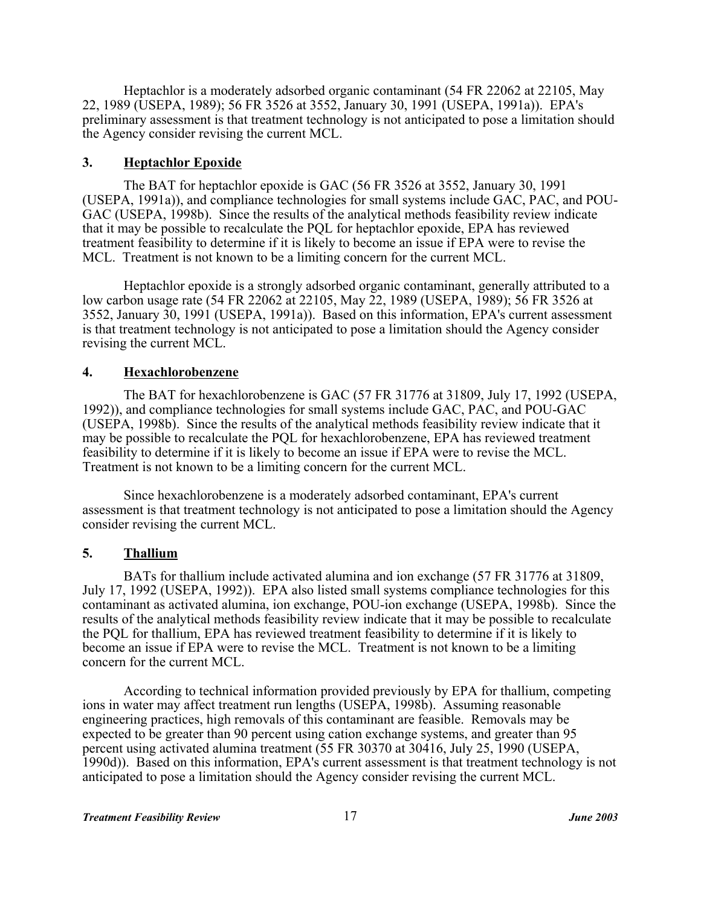Heptachlor is a moderately adsorbed organic contaminant (54 FR 22062 at 22105, May 22, 1989 (USEPA, 1989); 56 FR 3526 at 3552, January 30, 1991 (USEPA, 1991a)). EPA's preliminary assessment is that treatment technology is not anticipated to pose a limitation should the Agency consider revising the current MCL.

### 3. Heptachlor Epoxide

The BAT for heptachlor epoxide is GAC (56 FR 3526 at 3552, January 30, 1991 (USEPA, 1991a)), and compliance technologies for small systems include GAC, PAC, and POU-GAC (USEPA, 1998b). Since the results of the analytical methods feasibility review indicate that it may be possible to recalculate the PQL for heptachlor epoxide, EPA has reviewed treatment feasibility to determine if it is likely to become an issue if EPA were to revise the MCL. Treatment is not known to be a limiting concern for the current MCL.

Heptachlor epoxide is a strongly adsorbed organic contaminant, generally attributed to a low carbon usage rate (54 FR 22062 at 22105, May 22, 1989 (USEPA, 1989); 56 FR 3526 at 3552, January 30, 1991 (USEPA, 1991a)). Based on this information, EPA's current assessment is that treatment technology is not anticipated to pose a limitation should the Agency consider revising the current MCL.

### 4. Hexachlorobenzene

The BAT for hexachlorobenzene is GAC (57 FR 31776 at 31809, July 17, 1992 (USEPA, 1992)), and compliance technologies for small systems include GAC, PAC, and POU-GAC (USEPA, 1998b). Since the results of the analytical methods feasibility review indicate that it may be possible to recalculate the PQL for hexachlorobenzene, EPA has reviewed treatment feasibility to determine if it is likely to become an issue if EPA were to revise the MCL. Treatment is not known to be a limiting concern for the current MCL.

Since hexachlorobenzene is a moderately adsorbed contaminant, EPA's current assessment is that treatment technology is not anticipated to pose a limitation should the Agency consider revising the current MCL.

### 5. Thallium

BATs for thallium include activated alumina and ion exchange (57 FR 31776 at 31809, July 17, 1992 (USEPA, 1992)). EPA also listed small systems compliance technologies for this contaminant as activated alumina, ion exchange, POU-ion exchange (USEPA, 1998b). Since the results of the analytical methods feasibility review indicate that it may be possible to recalculate the PQL for thallium, EPA has reviewed treatment feasibility to determine if it is likely to become an issue if EPA were to revise the MCL. Treatment is not known to be a limiting concern for the current MCL.

According to technical information provided previously by EPA for thallium, competing ions in water may affect treatment run lengths (USEPA, 1998b). Assuming reasonable engineering practices, high removals of this contaminant are feasible. Removals may be expected to be greater than 90 percent using cation exchange systems, and greater than 95 percent using activated alumina treatment (55 FR 30370 at 30416, July 25, 1990 (USEPA, 1990d)). Based on this information, EPA's current assessment is that treatment technology is not anticipated to pose a limitation should the Agency consider revising the current MCL.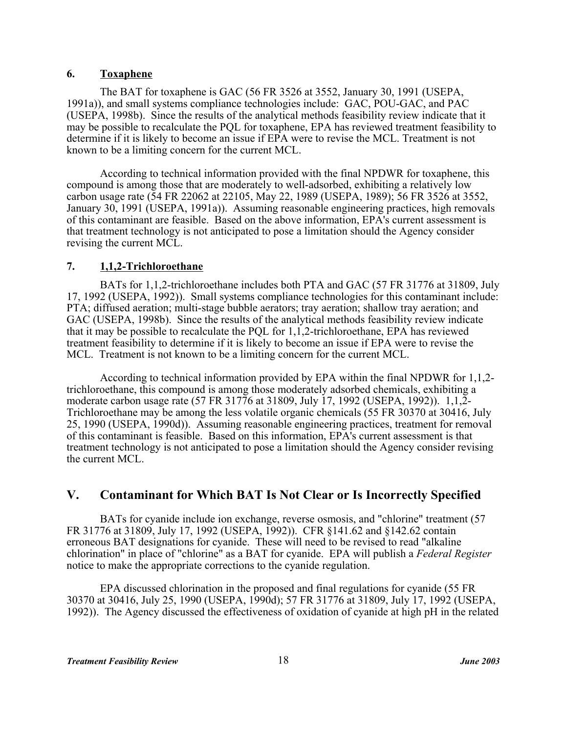### 6. Toxaphene

The BAT for toxaphene is GAC (56 FR 3526 at 3552, January 30, 1991 (USEPA, 1991a)), and small systems compliance technologies include: GAC, POU-GAC, and PAC (USEPA, 1998b). Since the results of the analytical methods feasibility review indicate that it may be possible to recalculate the PQL for toxaphene, EPA has reviewed treatment feasibility to determine if it is likely to become an issue if EPA were to revise the MCL. Treatment is not known to be a limiting concern for the current MCL.

According to technical information provided with the final NPDWR for toxaphene, this compound is among those that are moderately to well-adsorbed, exhibiting a relatively low carbon usage rate (54 FR 22062 at 22105, May 22, 1989 (USEPA, 1989); 56 FR 3526 at 3552, January 30, 1991 (USEPA, 1991a)). Assuming reasonable engineering practices, high removals of this contaminant are feasible. Based on the above information, EPA's current assessment is that treatment technology is not anticipated to pose a limitation should the Agency consider revising the current MCL.

### 7. 1,1,2-Trichloroethane

BATs for 1,1,2-trichloroethane includes both PTA and GAC (57 FR 31776 at 31809, July 17, 1992 (USEPA, 1992)). Small systems compliance technologies for this contaminant include: PTA; diffused aeration; multi-stage bubble aerators; tray aeration; shallow tray aeration; and GAC (USEPA, 1998b). Since the results of the analytical methods feasibility review indicate that it may be possible to recalculate the PQL for 1,1,2-trichloroethane, EPA has reviewed treatment feasibility to determine if it is likely to become an issue if EPA were to revise the MCL. Treatment is not known to be a limiting concern for the current MCL.

According to technical information provided by EPA within the final NPDWR for 1,1,2-trichloroethane, this compound is among those moderately adsorbed chemicals, exhibiting a moderate carbon usage rate (57 FR 31776 at 31809, July 17, 1992 (USEPA, 1992)). 1,1,2-Trichloroethane may be among the less volatile organic chemicals (55 FR 30370 at 30416, July 25, 1990 (USEPA, 1990d)). Assuming reasonable engineering practices, treatment for removal of this contaminant is feasible. Based on this information, EPA's current assessment is that treatment technology is not anticipated to pose a limitation should the Agency consider revising the current MCL.

## V. Contaminant for Which BAT Is Not Clear or Is Incorrectly Specified

BATs for cyanide include ion exchange, reverse osmosis, and "chlorine" treatment (57 FR 31776 at 31809, July 17, 1992 (USEPA, 1992)). CFR §141.62 and §142.62 contain erroneous BAT designations for cyanide. These will need to be revised to read "alkaline chlorination" in place of "chlorine" as a BAT for cyanide. EPA will publish a *Federal Register* notice to make the appropriate corrections to the cyanide regulation.

EPA discussed chlorination in the proposed and final regulations for cyanide (55 FR 30370 at 30416, July 25, 1990 (USEPA, 1990d); 57 FR 31776 at 31809, July 17, 1992 (USEPA, 1992)). The Agency discussed the effectiveness of oxidation of cyanide at high pH in the related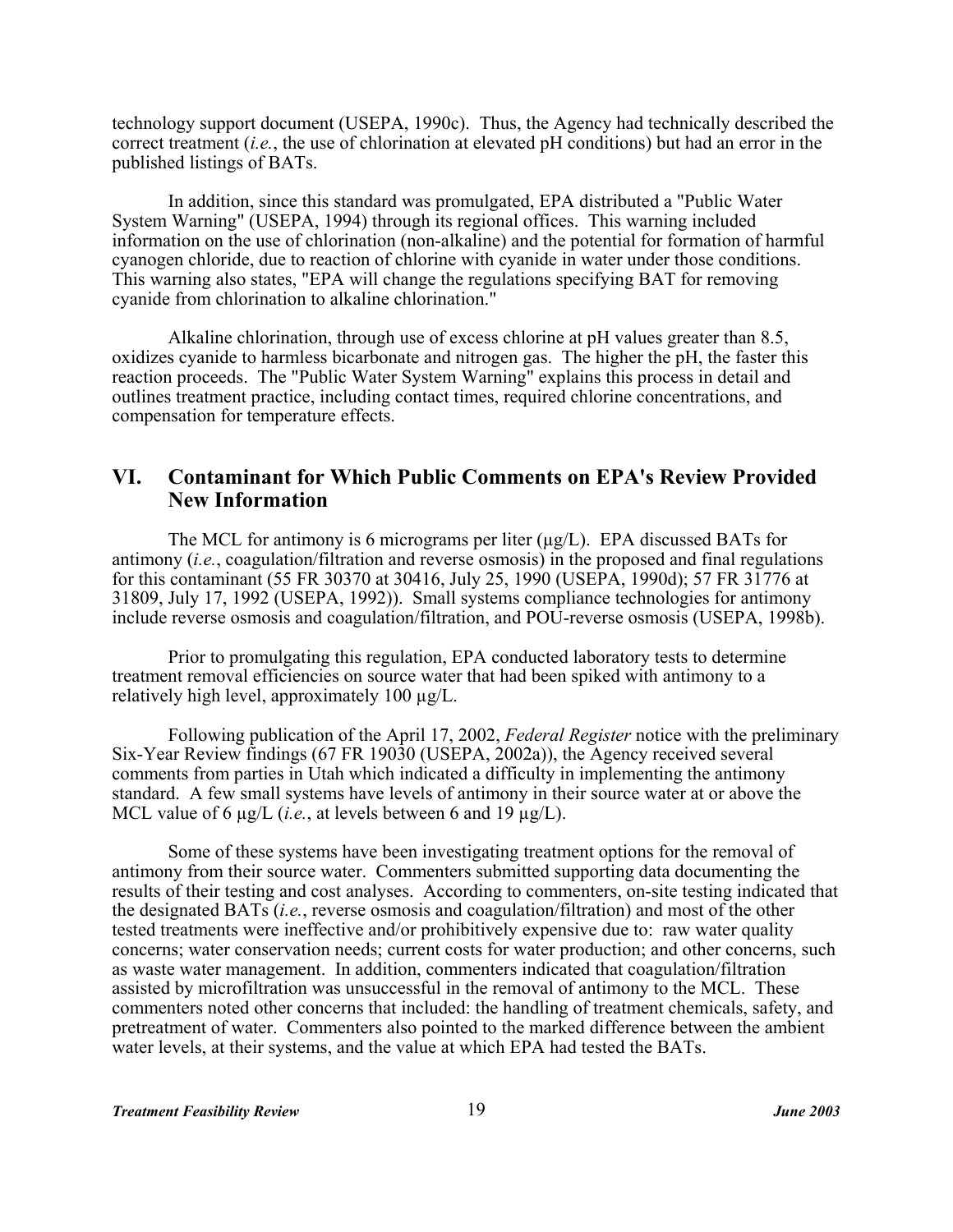technology support document (USEPA, 1990c). Thus, the Agency had technically described the correct treatment (*i.e.*, the use of chlorination at elevated pH conditions) but had an error in the published listings of BATs.

In addition, since this standard was promulgated, EPA distributed a "Public Water System Warning" (USEPA, 1994) through its regional offices. This warning included information on the use of chlorination (non-alkaline) and the potential for formation of harmful cyanogen chloride, due to reaction of chlorine with cyanide in water under those conditions. This warning also states, "EPA will change the regulations specifying BAT for removing cyanide from chlorination to alkaline chlorination."

Alkaline chlorination, through use of excess chlorine at pH values greater than 8.5, oxidizes cyanide to harmless bicarbonate and nitrogen gas. The higher the pH, the faster this reaction proceeds. The "Public Water System Warning" explains this process in detail and outlines treatment practice, including contact times, required chlorine concentrations, and compensation for temperature effects.

## VI. Contaminant for Which Public Comments on EPA's Review Provided New Information

The MCL for antimony is 6 micrograms per liter (µg/L). EPA discussed BATs for antimony (*i.e.*, coagulation/filtration and reverse osmosis) in the proposed and final regulations for this contaminant (55 FR 30370 at 30416, July 25, 1990 (USEPA, 1990d); 57 FR 31776 at 31809, July 17, 1992 (USEPA, 1992)). Small systems compliance technologies for antimony include reverse osmosis and coagulation/filtration, and POU-reverse osmosis (USEPA, 1998b).

Prior to promulgating this regulation, EPA conducted laboratory tests to determine treatment removal efficiencies on source water that had been spiked with antimony to a relatively high level, approximately 100 µg/L.

Following publication of the April 17, 2002, *Federal Register* notice with the preliminary Six-Year Review findings (67 FR 19030 (USEPA, 2002a)), the Agency received several comments from parties in Utah which indicated a difficulty in implementing the antimony standard. A few small systems have levels of antimony in their source water at or above the MCL value of 6 µg/L (*i.e.*, at levels between 6 and 19 µg/L).

Some of these systems have been investigating treatment options for the removal of antimony from their source water. Commenters submitted supporting data documenting the results of their testing and cost analyses. According to commenters, on-site testing indicated that the designated BATs (*i.e.*, reverse osmosis and coagulation/filtration) and most of the other tested treatments were ineffective and/or prohibitively expensive due to: raw water quality concerns; water conservation needs; current costs for water production; and other concerns, such as waste water management. In addition, commenters indicated that coagulation/filtration assisted by microfiltration was unsuccessful in the removal of antimony to the MCL. These commenters noted other concerns that included: the handling of treatment chemicals, safety, and pretreatment of water. Commenters also pointed to the marked difference between the ambient water levels, at their systems, and the value at which EPA had tested the BATs.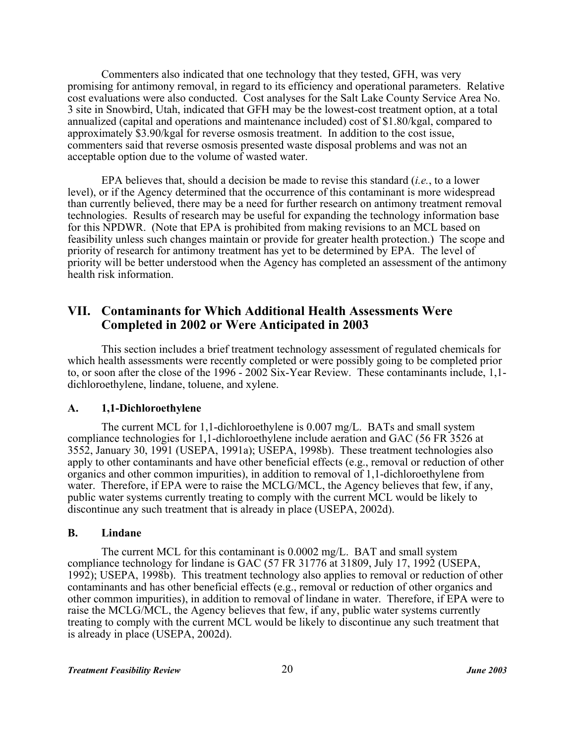Commenters also indicated that one technology that they tested, GFH, was very promising for antimony removal, in regard to its efficiency and operational parameters. Relative cost evaluations were also conducted. Cost analyses for the Salt Lake County Service Area No. 3 site in Snowbird, Utah, indicated that GFH may be the lowest-cost treatment option, at a total annualized (capital and operations and maintenance included) cost of $1.80/kgal, compared to approximately $3.90/kgal for reverse osmosis treatment. In addition to the cost issue, commenters said that reverse osmosis presented waste disposal problems and was not an acceptable option due to the volume of wasted water.

EPA believes that, should a decision be made to revise this standard (*i.e.*, to a lower level), or if the Agency determined that the occurrence of this contaminant is more widespread than currently believed, there may be a need for further research on antimony treatment removal technologies. Results of research may be useful for expanding the technology information base for this NPDWR. (Note that EPA is prohibited from making revisions to an MCL based on feasibility unless such changes maintain or provide for greater health protection.) The scope and priority of research for antimony treatment has yet to be determined by EPA. The level of priority will be better understood when the Agency has completed an assessment of the antimony health risk information.

## VII. Contaminants for Which Additional Health Assessments Were Completed in 2002 or Were Anticipated in 2003

This section includes a brief treatment technology assessment of regulated chemicals for which health assessments were recently completed or were possibly going to be completed prior to, or soon after the close of the 1996 - 2002 Six-Year Review. These contaminants include, 1,1-dichloroethylene, lindane, toluene, and xylene.

### A. 1,1-Dichloroethylene

The current MCL for 1,1-dichloroethylene is 0.007 mg/L. BATs and small system compliance technologies for 1,1-dichloroethylene include aeration and GAC (56 FR 3526 at 3552, January 30, 1991 (USEPA, 1991a); USEPA, 1998b). These treatment technologies also apply to other contaminants and have other beneficial effects (e.g., removal or reduction of other organics and other common impurities), in addition to removal of 1,1-dichloroethylene from water. Therefore, if EPA were to raise the MCLG/MCL, the Agency believes that few, if any, public water systems currently treating to comply with the current MCL would be likely to discontinue any such treatment that is already in place (USEPA, 2002d).

### B. Lindane

The current MCL for this contaminant is 0.0002 mg/L. BAT and small system compliance technology for lindane is GAC (57 FR 31776 at 31809, July 17, 1992 (USEPA, 1992); USEPA, 1998b). This treatment technology also applies to removal or reduction of other contaminants and has other beneficial effects (e.g., removal or reduction of other organics and other common impurities), in addition to removal of lindane in water. Therefore, if EPA were to raise the MCLG/MCL, the Agency believes that few, if any, public water systems currently treating to comply with the current MCL would be likely to discontinue any such treatment that is already in place (USEPA, 2002d).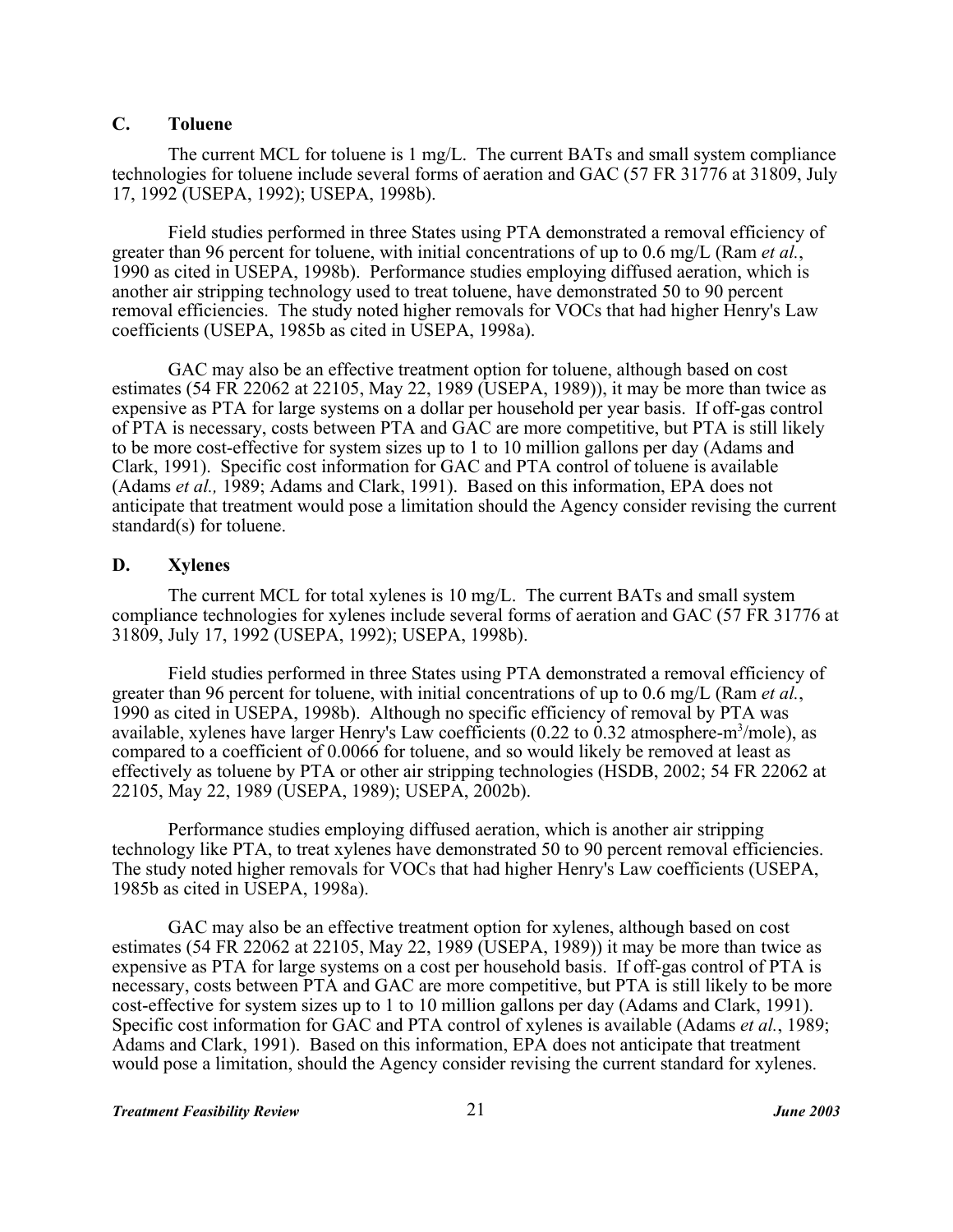### C. Toluene

The current MCL for toluene is 1 mg/L. The current BATs and small system compliance technologies for toluene include several forms of aeration and GAC (57 FR 31776 at 31809, July 17, 1992 (USEPA, 1992); USEPA, 1998b).

Field studies performed in three States using PTA demonstrated a removal efficiency of greater than 96 percent for toluene, with initial concentrations of up to 0.6 mg/L (Ram *et al.*, 1990 as cited in USEPA, 1998b). Performance studies employing diffused aeration, which is another air stripping technology used to treat toluene, have demonstrated 50 to 90 percent removal efficiencies. The study noted higher removals for VOCs that had higher Henry's Law coefficients (USEPA, 1985b as cited in USEPA, 1998a).

GAC may also be an effective treatment option for toluene, although based on cost estimates (54 FR 22062 at 22105, May 22, 1989 (USEPA, 1989)), it may be more than twice as expensive as PTA for large systems on a dollar per household per year basis. If off-gas control of PTA is necessary, costs between PTA and GAC are more competitive, but PTA is still likely to be more cost-effective for system sizes up to 1 to 10 million gallons per day (Adams and Clark, 1991). Specific cost information for GAC and PTA control of toluene is available (Adams *et al.,* 1989; Adams and Clark, 1991). Based on this information, EPA does not anticipate that treatment would pose a limitation should the Agency consider revising the current standard(s) for toluene.

### D. Xylenes

The current MCL for total xylenes is 10 mg/L. The current BATs and small system compliance technologies for xylenes include several forms of aeration and GAC (57 FR 31776 at 31809, July 17, 1992 (USEPA, 1992); USEPA, 1998b).

Field studies performed in three States using PTA demonstrated a removal efficiency of greater than 96 percent for toluene, with initial concentrations of up to 0.6 mg/L (Ram *et al.*, 1990 as cited in USEPA, 1998b). Although no specific efficiency of removal by PTA was available, xylenes have larger Henry's Law coefficients (0.22 to 0.32 atmosphere-$m^3$/mole), as compared to a coefficient of 0.0066 for toluene, and so would likely be removed at least as effectively as toluene by PTA or other air stripping technologies (HSDB, 2002; 54 FR 22062 at 22105, May 22, 1989 (USEPA, 1989); USEPA, 2002b).

Performance studies employing diffused aeration, which is another air stripping technology like PTA, to treat xylenes have demonstrated 50 to 90 percent removal efficiencies. The study noted higher removals for VOCs that had higher Henry's Law coefficients (USEPA, 1985b as cited in USEPA, 1998a).

GAC may also be an effective treatment option for xylenes, although based on cost estimates (54 FR 22062 at 22105, May 22, 1989 (USEPA, 1989)) it may be more than twice as expensive as PTA for large systems on a cost per household basis. If off-gas control of PTA is necessary, costs between PTA and GAC are more competitive, but PTA is still likely to be more cost-effective for system sizes up to 1 to 10 million gallons per day (Adams and Clark, 1991). Specific cost information for GAC and PTA control of xylenes is available (Adams *et al.*, 1989; Adams and Clark, 1991). Based on this information, EPA does not anticipate that treatment would pose a limitation, should the Agency consider revising the current standard for xylenes.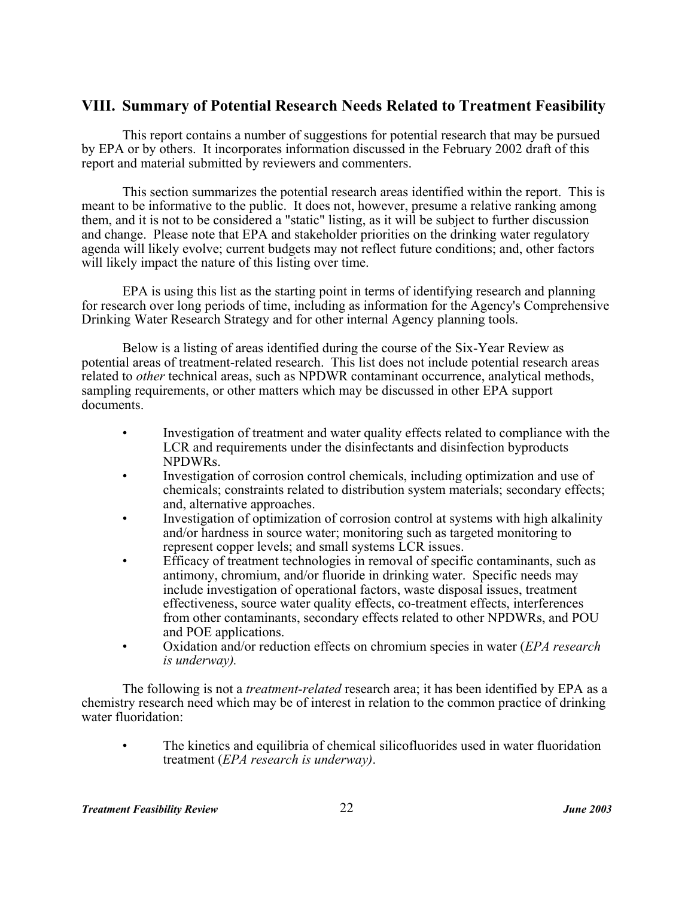## VIII. Summary of Potential Research Needs Related to Treatment Feasibility

This report contains a number of suggestions for potential research that may be pursued by EPA or by others. It incorporates information discussed in the February 2002 draft of this report and material submitted by reviewers and commenters.

This section summarizes the potential research areas identified within the report. This is meant to be informative to the public. It does not, however, presume a relative ranking among them, and it is not to be considered a "static" listing, as it will be subject to further discussion and change. Please note that EPA and stakeholder priorities on the drinking water regulatory agenda will likely evolve; current budgets may not reflect future conditions; and, other factors will likely impact the nature of this listing over time.

EPA is using this list as the starting point in terms of identifying research and planning for research over long periods of time, including as information for the Agency's Comprehensive Drinking Water Research Strategy and for other internal Agency planning tools.

Below is a listing of areas identified during the course of the Six-Year Review as potential areas of treatment-related research. This list does not include potential research areas related to *other* technical areas, such as NPDWR contaminant occurrence, analytical methods, sampling requirements, or other matters which may be discussed in other EPA support documents.

- Investigation of treatment and water quality effects related to compliance with the LCR and requirements under the disinfectants and disinfection byproducts NPDWRs.
- Investigation of corrosion control chemicals, including optimization and use of chemicals; constraints related to distribution system materials; secondary effects; and, alternative approaches.
- Investigation of optimization of corrosion control at systems with high alkalinity and/or hardness in source water; monitoring such as targeted monitoring to represent copper levels; and small systems LCR issues.
- Efficacy of treatment technologies in removal of specific contaminants, such as antimony, chromium, and/or fluoride in drinking water. Specific needs may include investigation of operational factors, waste disposal issues, treatment effectiveness, source water quality effects, co-treatment effects, interferences from other contaminants, secondary effects related to other NPDWRs, and POU and POE applications.
- Oxidation and/or reduction effects on chromium species in water (*EPA research is underway).*

The following is not a *treatment-related* research area; it has been identified by EPA as a chemistry research need which may be of interest in relation to the common practice of drinking water fluoridation:

- The kinetics and equilibria of chemical silicofluorides used in water fluoridation treatment (*EPA research is underway)*.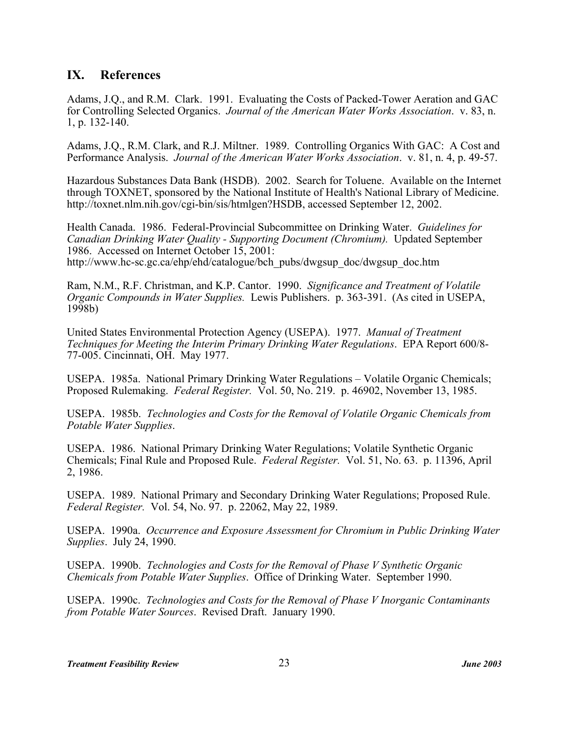## IX. References

Adams, J.Q., and R.M. Clark. 1991. Evaluating the Costs of Packed-Tower Aeration and GAC for Controlling Selected Organics. *Journal of the American Water Works Association*. v. 83, n. 1, p. 132-140.

Adams, J.Q., R.M. Clark, and R.J. Miltner. 1989. Controlling Organics With GAC: A Cost and Performance Analysis. *Journal of the American Water Works Association*. v. 81, n. 4, p. 49-57.

Hazardous Substances Data Bank (HSDB). 2002. Search for Toluene. Available on the Internet through TOXNET, sponsored by the National Institute of Health's National Library of Medicine. http://toxnet.nlm.nih.gov/cgi-bin/sis/htmlgen?HSDB, accessed September 12, 2002.

Health Canada. 1986. Federal-Provincial Subcommittee on Drinking Water. *Guidelines for Canadian Drinking Water Quality - Supporting Document (Chromium).* Updated September 1986. Accessed on Internet October 15, 2001: http://www.hc-sc.gc.ca/ehp/ehd/catalogue/bch_pubs/dwgsup_doc/dwgsup_doc.htm

Ram, N.M., R.F. Christman, and K.P. Cantor. 1990. *Significance and Treatment of Volatile Organic Compounds in Water Supplies.* Lewis Publishers. p. 363-391. (As cited in USEPA, 1998b)

United States Environmental Protection Agency (USEPA). 1977. *Manual of Treatment Techniques for Meeting the Interim Primary Drinking Water Regulations*. EPA Report 600/8-77-005. Cincinnati, OH. May 1977.

USEPA. 1985a. National Primary Drinking Water Regulations – Volatile Organic Chemicals; Proposed Rulemaking. *Federal Register.* Vol. 50, No. 219. p. 46902, November 13, 1985.

USEPA. 1985b. *Technologies and Costs for the Removal of Volatile Organic Chemicals from Potable Water Supplies*.

USEPA. 1986. National Primary Drinking Water Regulations; Volatile Synthetic Organic Chemicals; Final Rule and Proposed Rule. *Federal Register.* Vol. 51, No. 63. p. 11396, April 2, 1986.

USEPA. 1989. National Primary and Secondary Drinking Water Regulations; Proposed Rule. *Federal Register.* Vol. 54, No. 97. p. 22062, May 22, 1989.

USEPA. 1990a. *Occurrence and Exposure Assessment for Chromium in Public Drinking Water Supplies*. July 24, 1990.

USEPA. 1990b. *Technologies and Costs for the Removal of Phase V Synthetic Organic Chemicals from Potable Water Supplies*. Office of Drinking Water. September 1990.

USEPA. 1990c. *Technologies and Costs for the Removal of Phase V Inorganic Contaminants from Potable Water Sources*. Revised Draft. January 1990.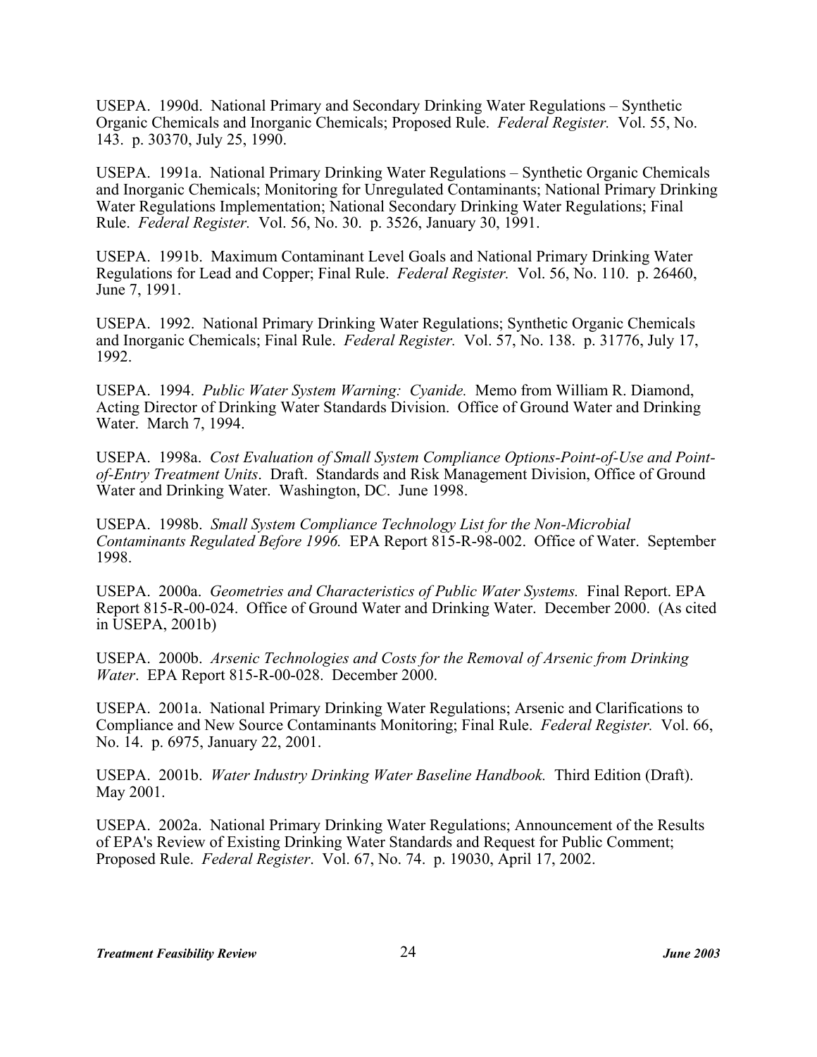USEPA. 1990d. National Primary and Secondary Drinking Water Regulations – Synthetic Organic Chemicals and Inorganic Chemicals; Proposed Rule. *Federal Register.* Vol. 55, No. 143. p. 30370, July 25, 1990.

USEPA. 1991a. National Primary Drinking Water Regulations – Synthetic Organic Chemicals and Inorganic Chemicals; Monitoring for Unregulated Contaminants; National Primary Drinking Water Regulations Implementation; National Secondary Drinking Water Regulations; Final Rule. *Federal Register.* Vol. 56, No. 30. p. 3526, January 30, 1991.

USEPA. 1991b. Maximum Contaminant Level Goals and National Primary Drinking Water Regulations for Lead and Copper; Final Rule. *Federal Register.* Vol. 56, No. 110. p. 26460, June 7, 1991.

USEPA. 1992. National Primary Drinking Water Regulations; Synthetic Organic Chemicals and Inorganic Chemicals; Final Rule. *Federal Register.* Vol. 57, No. 138. p. 31776, July 17, 1992.

USEPA. 1994. *Public Water System Warning: Cyanide.* Memo from William R. Diamond, Acting Director of Drinking Water Standards Division. Office of Ground Water and Drinking Water. March 7, 1994.

USEPA. 1998a. *Cost Evaluation of Small System Compliance Options-Point-of-Use and Point-of-Entry Treatment Units*. Draft. Standards and Risk Management Division, Office of Ground Water and Drinking Water. Washington, DC. June 1998.

USEPA. 1998b. *Small System Compliance Technology List for the Non-Microbial Contaminants Regulated Before 1996.* EPA Report 815-R-98-002. Office of Water. September 1998.

USEPA. 2000a. *Geometries and Characteristics of Public Water Systems.* Final Report. EPA Report 815-R-00-024. Office of Ground Water and Drinking Water. December 2000. (As cited in USEPA, 2001b)

USEPA. 2000b. *Arsenic Technologies and Costs for the Removal of Arsenic from Drinking Water*. EPA Report 815-R-00-028. December 2000.

USEPA. 2001a. National Primary Drinking Water Regulations; Arsenic and Clarifications to Compliance and New Source Contaminants Monitoring; Final Rule. *Federal Register.* Vol. 66, No. 14. p. 6975, January 22, 2001.

USEPA. 2001b. *Water Industry Drinking Water Baseline Handbook.* Third Edition (Draft). May 2001.

USEPA. 2002a. National Primary Drinking Water Regulations; Announcement of the Results of EPA's Review of Existing Drinking Water Standards and Request for Public Comment; Proposed Rule. *Federal Register*. Vol. 67, No. 74. p. 19030, April 17, 2002.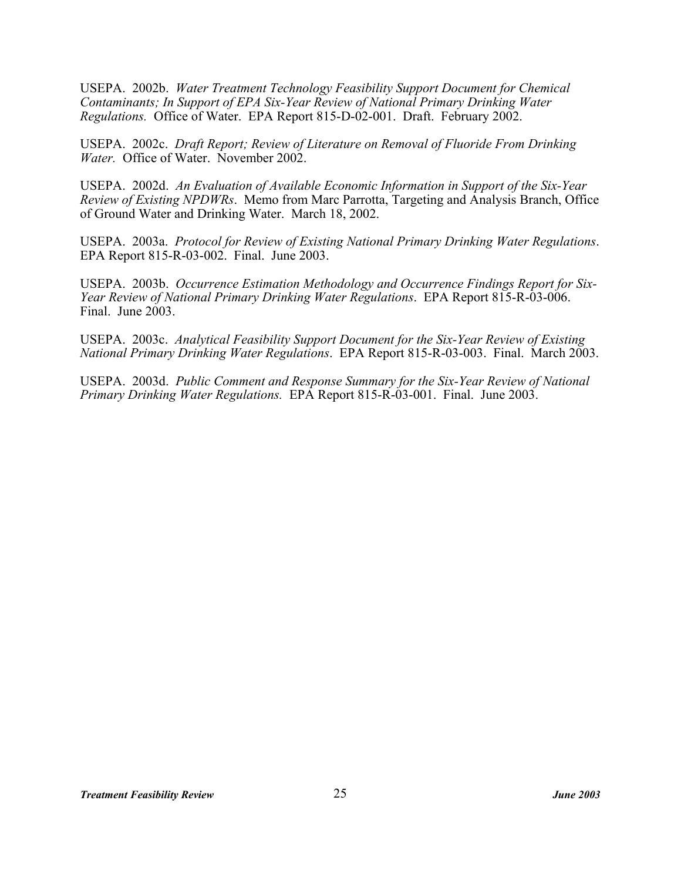USEPA. 2002b. *Water Treatment Technology Feasibility Support Document for Chemical Contaminants; In Support of EPA Six-Year Review of National Primary Drinking Water Regulations.* Office of Water. EPA Report 815-D-02-001. Draft. February 2002.

USEPA. 2002c. *Draft Report; Review of Literature on Removal of Fluoride From Drinking Water.* Office of Water. November 2002.

USEPA. 2002d. *An Evaluation of Available Economic Information in Support of the Six-Year Review of Existing NPDWRs*. Memo from Marc Parrotta, Targeting and Analysis Branch, Office of Ground Water and Drinking Water. March 18, 2002.

USEPA. 2003a. *Protocol for Review of Existing National Primary Drinking Water Regulations*. EPA Report 815-R-03-002. Final. June 2003.

USEPA. 2003b. *Occurrence Estimation Methodology and Occurrence Findings Report for Six-Year Review of National Primary Drinking Water Regulations*. EPA Report 815-R-03-006. Final. June 2003.

USEPA. 2003c. *Analytical Feasibility Support Document for the Six-Year Review of Existing National Primary Drinking Water Regulations*. EPA Report 815-R-03-003. Final. March 2003.

USEPA. 2003d. *Public Comment and Response Summary for the Six-Year Review of National Primary Drinking Water Regulations.* EPA Report 815-R-03-001. Final. June 2003.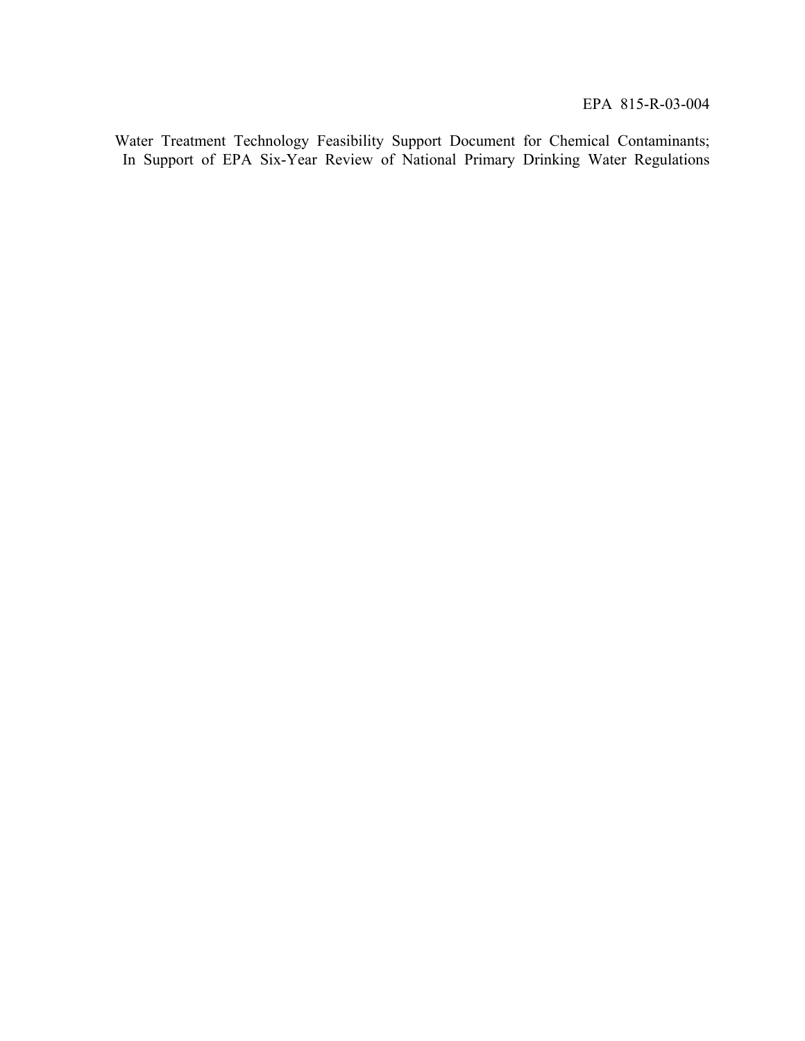EPA 815-R-03-004

Water Treatment Technology Feasibility Support Document for Chemical Contaminants; In Support of EPA Six-Year Review of National Primary Drinking Water Regulations